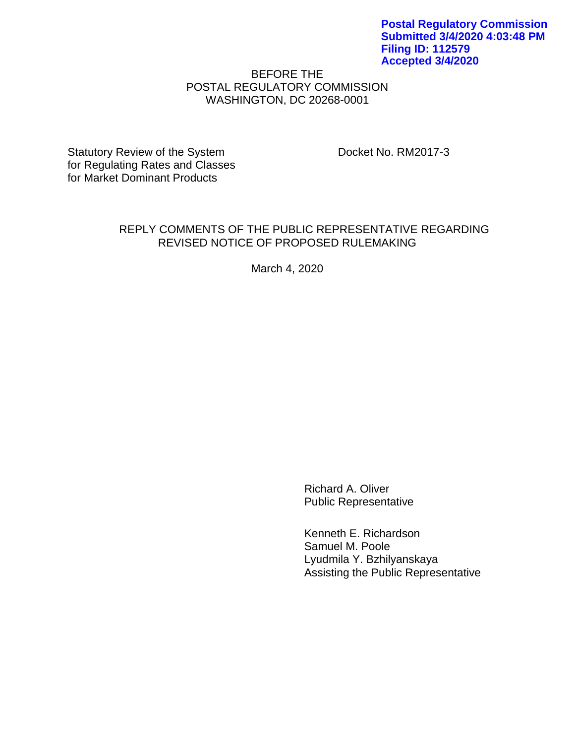**Postal Regulatory Commission**
**Submitted 3/4/2020 4:03:48 PM**
**Filing ID: 112579**
**Accepted 3/4/2020**

BEFORE THE
POSTAL REGULATORY COMMISSION
WASHINGTON, DC 20268-0001

| Statutory Review of the System for Regulating Rates and Classes for Market Dominant Products | Docket No. RM2017-3 |
|---|---|

# REPLY COMMENTS OF THE PUBLIC REPRESENTATIVE REGARDING REVISED NOTICE OF PROPOSED RULEMAKING

March 4, 2020

Richard A. Oliver
Public Representative

Kenneth E. Richardson
Samuel M. Poole
Lyudmila Y. Bzhilyanskaya
Assisting the Public Representative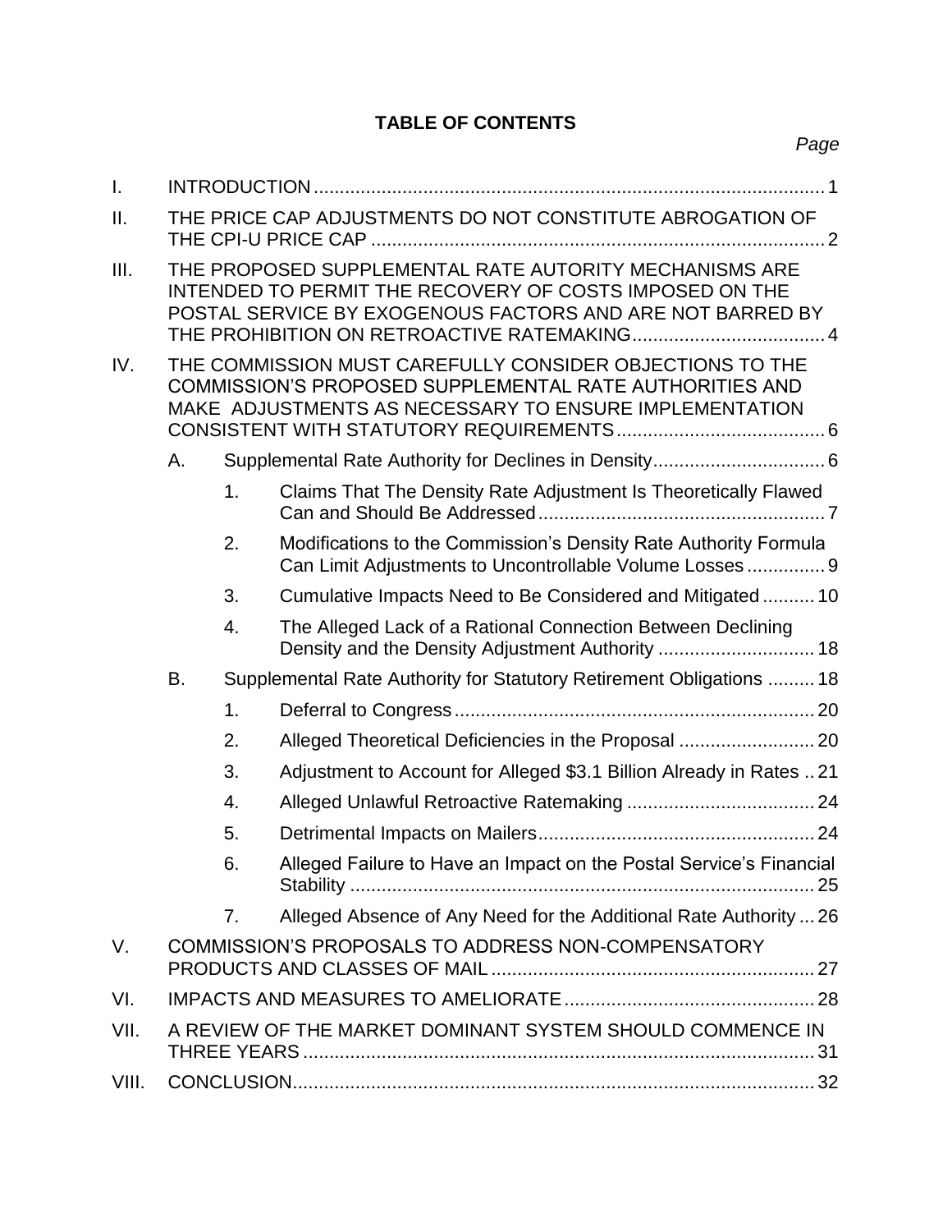## TABLE OF CONTENTS

*Page*

I. INTRODUCTION .......... 1

II. THE PRICE CAP ADJUSTMENTS DO NOT CONSTITUTE ABROGATION OF THE CPI-U PRICE CAP .......... 2

III. THE PROPOSED SUPPLEMENTAL RATE AUTORITY MECHANISMS ARE INTENDED TO PERMIT THE RECOVERY OF COSTS IMPOSED ON THE POSTAL SERVICE BY EXOGENOUS FACTORS AND ARE NOT BARRED BY THE PROHIBITION ON RETROACTIVE RATEMAKING .......... 4

IV. THE COMMISSION MUST CAREFULLY CONSIDER OBJECTIONS TO THE COMMISSION'S PROPOSED SUPPLEMENTAL RATE AUTHORITIES AND MAKE ADJUSTMENTS AS NECESSARY TO ENSURE IMPLEMENTATION CONSISTENT WITH STATUTORY REQUIREMENTS .......... 6

- A. Supplemental Rate Authority for Declines in Density .......... 6
  1. Claims That The Density Rate Adjustment Is Theoretically Flawed Can and Should Be Addressed .......... 7
  2. Modifications to the Commission's Density Rate Authority Formula Can Limit Adjustments to Uncontrollable Volume Losses .......... 9
  3. Cumulative Impacts Need to Be Considered and Mitigated .......... 10
  4. The Alleged Lack of a Rational Connection Between Declining Density and the Density Adjustment Authority .......... 18
- B. Supplemental Rate Authority for Statutory Retirement Obligations .......... 18
  1. Deferral to Congress .......... 20
  2. Alleged Theoretical Deficiencies in the Proposal .......... 20
  3. Adjustment to Account for Alleged $3.1 Billion Already in Rates .. 21
  4. Alleged Unlawful Retroactive Ratemaking .......... 24
  5. Detrimental Impacts on Mailers .......... 24
  6. Alleged Failure to Have an Impact on the Postal Service's Financial Stability .......... 25
  7. Alleged Absence of Any Need for the Additional Rate Authority ... 26

V. COMMISSION'S PROPOSALS TO ADDRESS NON-COMPENSATORY PRODUCTS AND CLASSES OF MAIL .......... 27

VI. IMPACTS AND MEASURES TO AMELIORATE .......... 28

VII. A REVIEW OF THE MARKET DOMINANT SYSTEM SHOULD COMMENCE IN THREE YEARS .......... 31

VIII. CONCLUSION .......... 32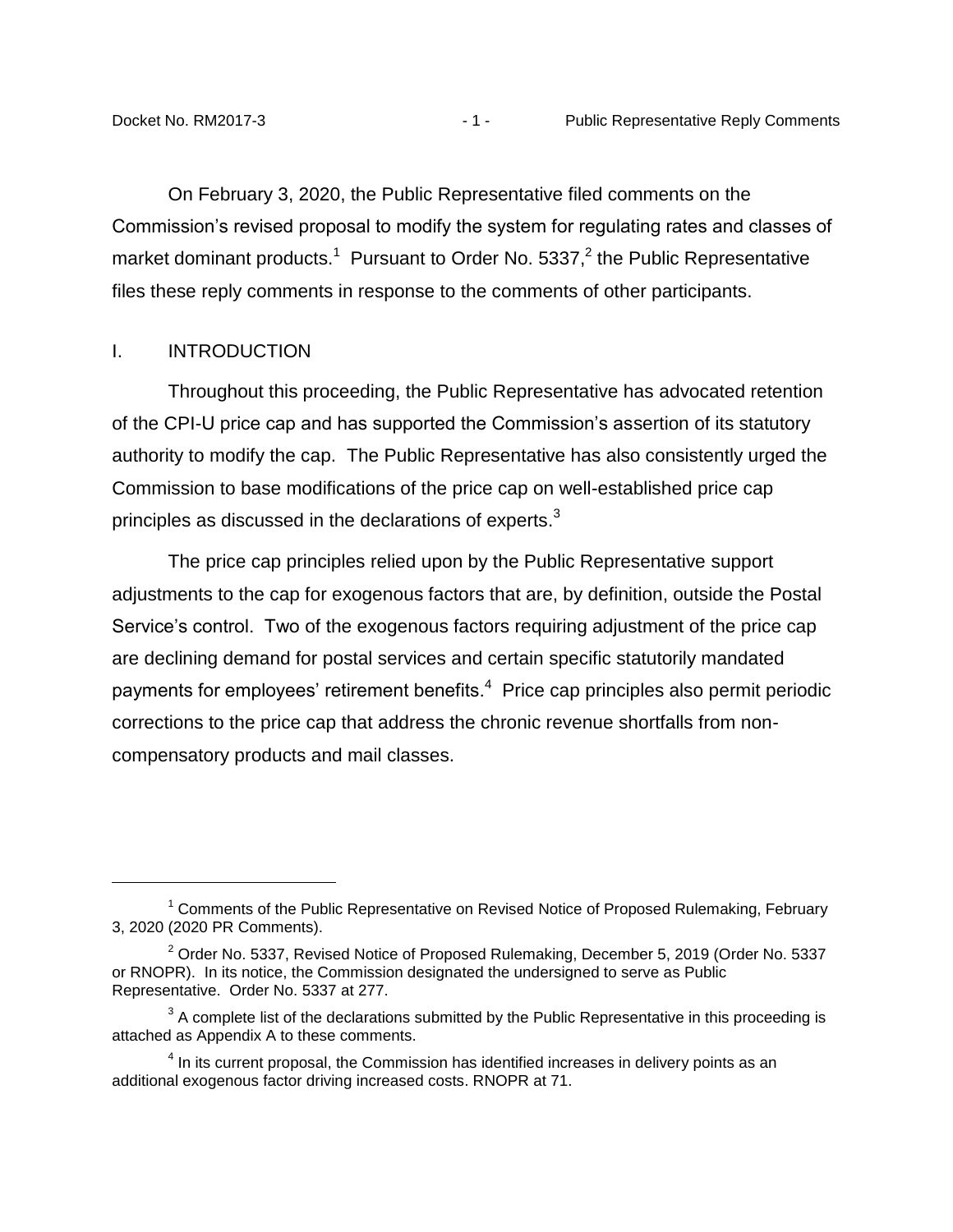On February 3, 2020, the Public Representative filed comments on the Commission's revised proposal to modify the system for regulating rates and classes of market dominant products.[1] Pursuant to Order No. 5337,[2] the Public Representative files these reply comments in response to the comments of other participants.

## I. INTRODUCTION

Throughout this proceeding, the Public Representative has advocated retention of the CPI-U price cap and has supported the Commission's assertion of its statutory authority to modify the cap. The Public Representative has also consistently urged the Commission to base modifications of the price cap on well-established price cap principles as discussed in the declarations of experts.[3]

The price cap principles relied upon by the Public Representative support adjustments to the cap for exogenous factors that are, by definition, outside the Postal Service's control. Two of the exogenous factors requiring adjustment of the price cap are declining demand for postal services and certain specific statutorily mandated payments for employees' retirement benefits.[4] Price cap principles also permit periodic corrections to the price cap that address the chronic revenue shortfalls from non-compensatory products and mail classes.

---

[1] Comments of the Public Representative on Revised Notice of Proposed Rulemaking, February 3, 2020 (2020 PR Comments).

[2] Order No. 5337, Revised Notice of Proposed Rulemaking, December 5, 2019 (Order No. 5337 or RNOPR). In its notice, the Commission designated the undersigned to serve as Public Representative. Order No. 5337 at 277.

[3] A complete list of the declarations submitted by the Public Representative in this proceeding is attached as Appendix A to these comments.

[4] In its current proposal, the Commission has identified increases in delivery points as an additional exogenous factor driving increased costs. RNOPR at 71.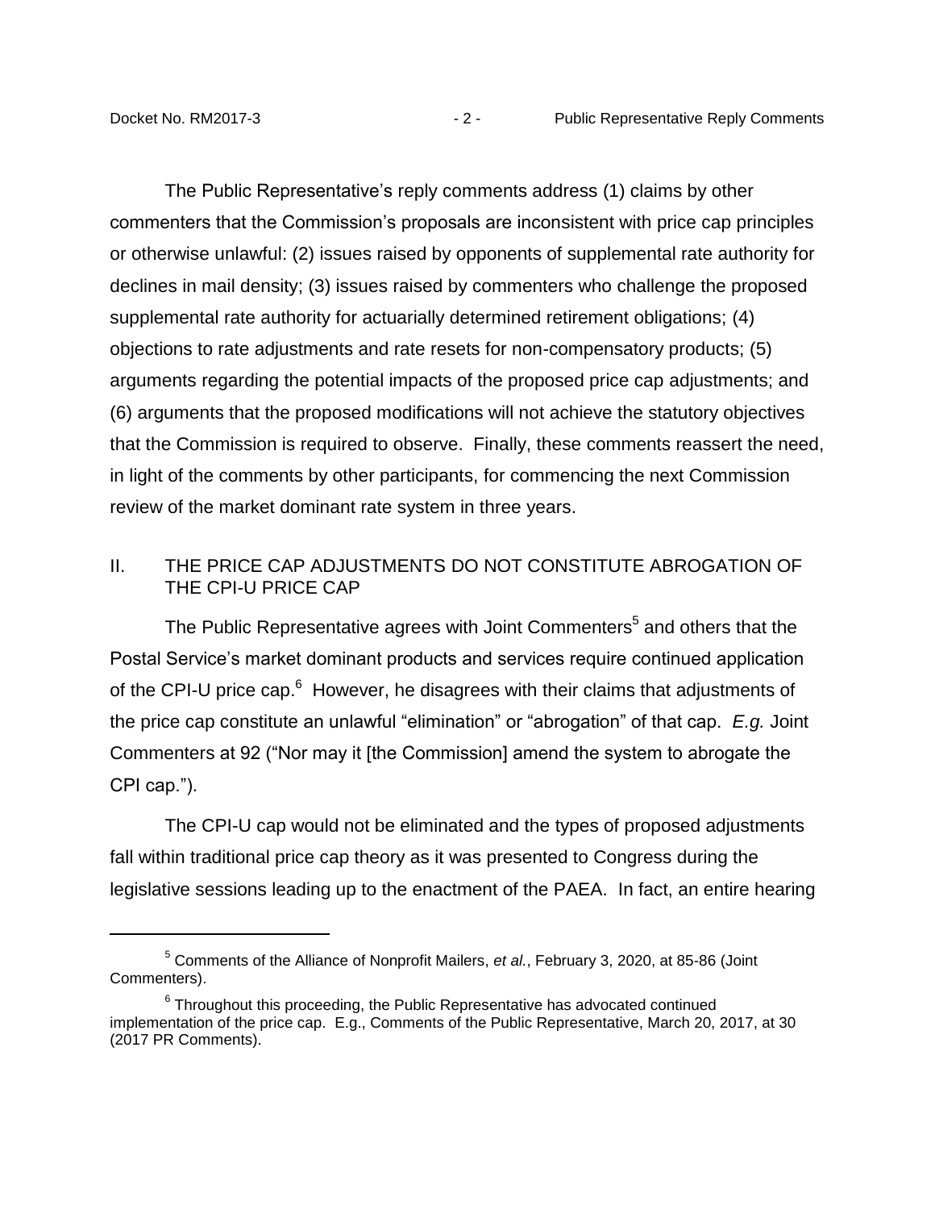The Public Representative's reply comments address (1) claims by other commenters that the Commission's proposals are inconsistent with price cap principles or otherwise unlawful: (2) issues raised by opponents of supplemental rate authority for declines in mail density; (3) issues raised by commenters who challenge the proposed supplemental rate authority for actuarially determined retirement obligations; (4) objections to rate adjustments and rate resets for non-compensatory products; (5) arguments regarding the potential impacts of the proposed price cap adjustments; and (6) arguments that the proposed modifications will not achieve the statutory objectives that the Commission is required to observe. Finally, these comments reassert the need, in light of the comments by other participants, for commencing the next Commission review of the market dominant rate system in three years.

## II. THE PRICE CAP ADJUSTMENTS DO NOT CONSTITUTE ABROGATION OF THE CPI-U PRICE CAP

The Public Representative agrees with Joint Commenters[5] and others that the Postal Service's market dominant products and services require continued application of the CPI-U price cap.[6] However, he disagrees with their claims that adjustments of the price cap constitute an unlawful "elimination" or "abrogation" of that cap. *E.g.* Joint Commenters at 92 ("Nor may it [the Commission] amend the system to abrogate the CPI cap.").

The CPI-U cap would not be eliminated and the types of proposed adjustments fall within traditional price cap theory as it was presented to Congress during the legislative sessions leading up to the enactment of the PAEA. In fact, an entire hearing

---

[5] Comments of the Alliance of Nonprofit Mailers, *et al.*, February 3, 2020, at 85-86 (Joint Commenters).

[6] Throughout this proceeding, the Public Representative has advocated continued implementation of the price cap. E.g., Comments of the Public Representative, March 20, 2017, at 30 (2017 PR Comments).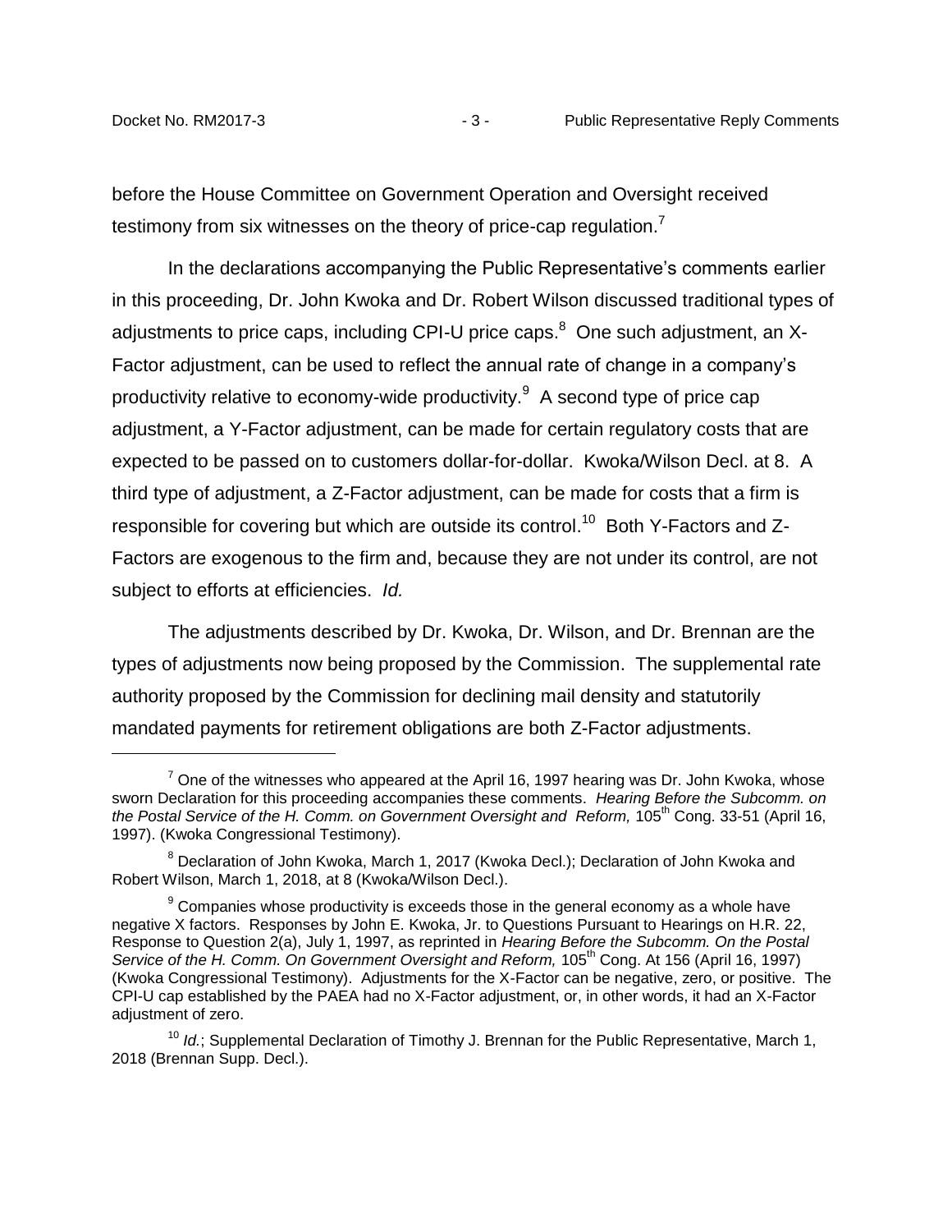before the House Committee on Government Operation and Oversight received testimony from six witnesses on the theory of price-cap regulation.[7]

In the declarations accompanying the Public Representative's comments earlier in this proceeding, Dr. John Kwoka and Dr. Robert Wilson discussed traditional types of adjustments to price caps, including CPI-U price caps.[8] One such adjustment, an X-Factor adjustment, can be used to reflect the annual rate of change in a company's productivity relative to economy-wide productivity.[9] A second type of price cap adjustment, a Y-Factor adjustment, can be made for certain regulatory costs that are expected to be passed on to customers dollar-for-dollar. Kwoka/Wilson Decl. at 8. A third type of adjustment, a Z-Factor adjustment, can be made for costs that a firm is responsible for covering but which are outside its control.[10] Both Y-Factors and Z-Factors are exogenous to the firm and, because they are not under its control, are not subject to efforts at efficiencies. *Id.*

The adjustments described by Dr. Kwoka, Dr. Wilson, and Dr. Brennan are the types of adjustments now being proposed by the Commission. The supplemental rate authority proposed by the Commission for declining mail density and statutorily mandated payments for retirement obligations are both Z-Factor adjustments.

---

[7] One of the witnesses who appeared at the April 16, 1997 hearing was Dr. John Kwoka, whose sworn Declaration for this proceeding accompanies these comments. *Hearing Before the Subcomm. on the Postal Service of the H. Comm. on Government Oversight and Reform,* 105th Cong. 33-51 (April 16, 1997). (Kwoka Congressional Testimony).

[8] Declaration of John Kwoka, March 1, 2017 (Kwoka Decl.); Declaration of John Kwoka and Robert Wilson, March 1, 2018, at 8 (Kwoka/Wilson Decl.).

[9] Companies whose productivity is exceeds those in the general economy as a whole have negative X factors. Responses by John E. Kwoka, Jr. to Questions Pursuant to Hearings on H.R. 22, Response to Question 2(a), July 1, 1997, as reprinted in *Hearing Before the Subcomm. On the Postal Service of the H. Comm. On Government Oversight and Reform,* 105th Cong. At 156 (April 16, 1997) (Kwoka Congressional Testimony). Adjustments for the X-Factor can be negative, zero, or positive. The CPI-U cap established by the PAEA had no X-Factor adjustment, or, in other words, it had an X-Factor adjustment of zero.

[10] *Id.*; Supplemental Declaration of Timothy J. Brennan for the Public Representative, March 1, 2018 (Brennan Supp. Decl.).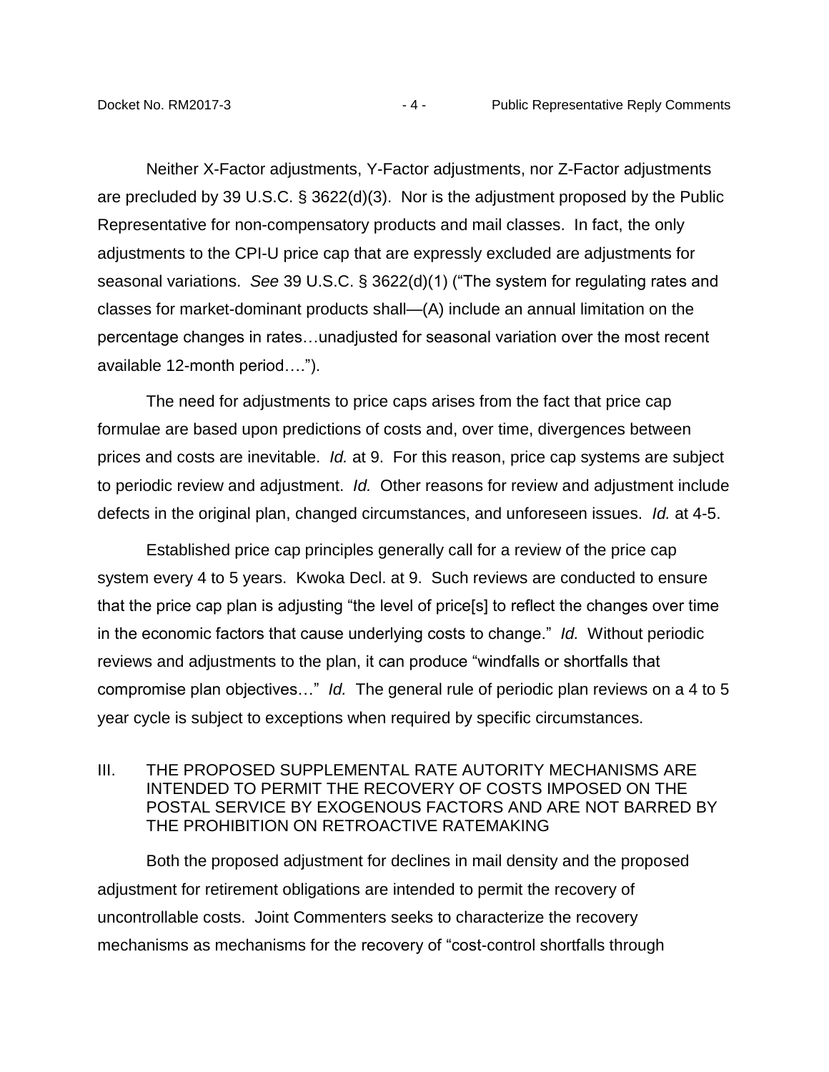Neither X-Factor adjustments, Y-Factor adjustments, nor Z-Factor adjustments are precluded by 39 U.S.C. § 3622(d)(3). Nor is the adjustment proposed by the Public Representative for non-compensatory products and mail classes. In fact, the only adjustments to the CPI-U price cap that are expressly excluded are adjustments for seasonal variations. *See* 39 U.S.C. § 3622(d)(1) ("The system for regulating rates and classes for market-dominant products shall—(A) include an annual limitation on the percentage changes in rates…unadjusted for seasonal variation over the most recent available 12-month period….").

The need for adjustments to price caps arises from the fact that price cap formulae are based upon predictions of costs and, over time, divergences between prices and costs are inevitable. *Id.* at 9. For this reason, price cap systems are subject to periodic review and adjustment. *Id.* Other reasons for review and adjustment include defects in the original plan, changed circumstances, and unforeseen issues. *Id.* at 4-5.

Established price cap principles generally call for a review of the price cap system every 4 to 5 years. Kwoka Decl. at 9. Such reviews are conducted to ensure that the price cap plan is adjusting "the level of price[s] to reflect the changes over time in the economic factors that cause underlying costs to change." *Id.* Without periodic reviews and adjustments to the plan, it can produce "windfalls or shortfalls that compromise plan objectives…" *Id.* The general rule of periodic plan reviews on a 4 to 5 year cycle is subject to exceptions when required by specific circumstances.

## III. THE PROPOSED SUPPLEMENTAL RATE AUTORITY MECHANISMS ARE INTENDED TO PERMIT THE RECOVERY OF COSTS IMPOSED ON THE POSTAL SERVICE BY EXOGENOUS FACTORS AND ARE NOT BARRED BY THE PROHIBITION ON RETROACTIVE RATEMAKING

Both the proposed adjustment for declines in mail density and the proposed adjustment for retirement obligations are intended to permit the recovery of uncontrollable costs. Joint Commenters seeks to characterize the recovery mechanisms as mechanisms for the recovery of "cost-control shortfalls through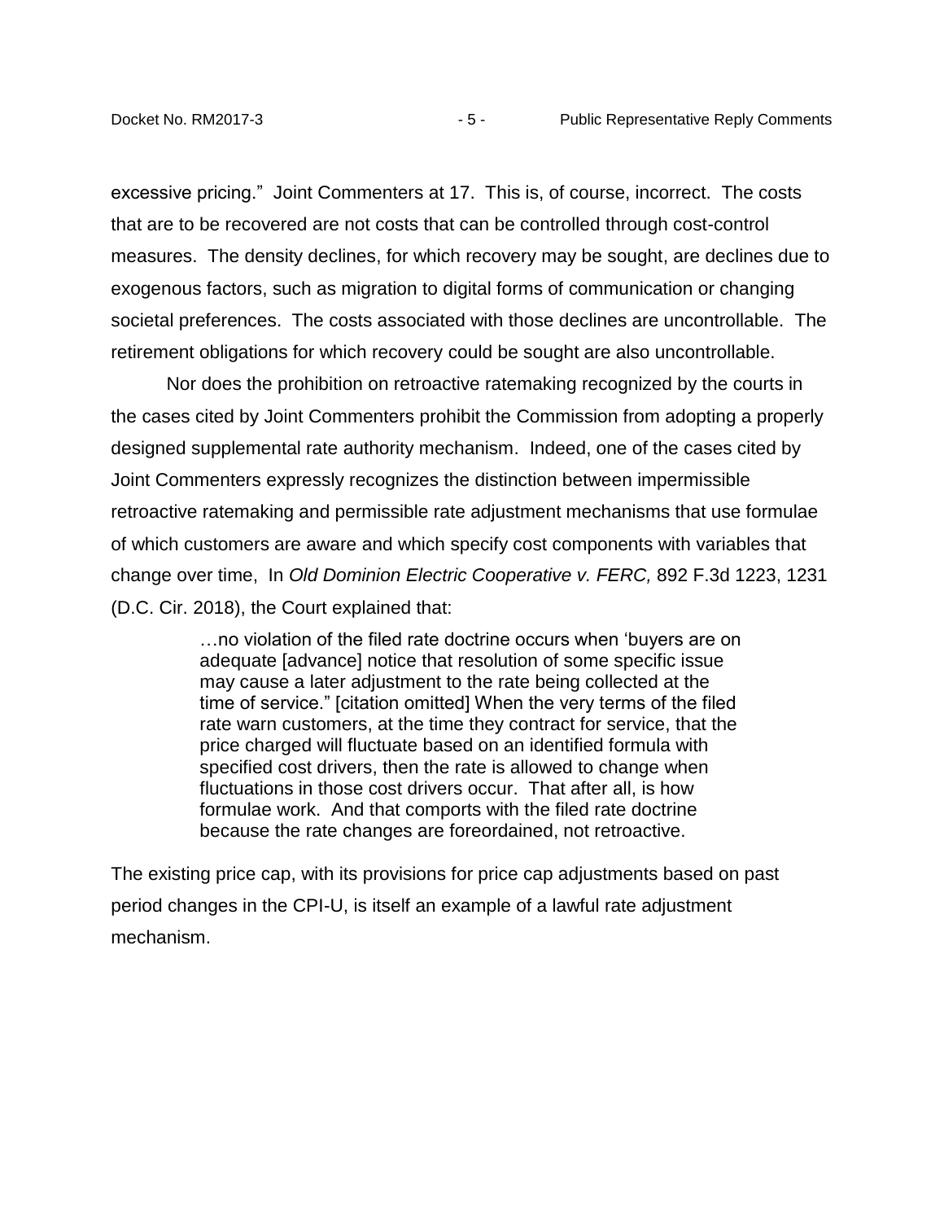excessive pricing." Joint Commenters at 17. This is, of course, incorrect. The costs that are to be recovered are not costs that can be controlled through cost-control measures. The density declines, for which recovery may be sought, are declines due to exogenous factors, such as migration to digital forms of communication or changing societal preferences. The costs associated with those declines are uncontrollable. The retirement obligations for which recovery could be sought are also uncontrollable.

Nor does the prohibition on retroactive ratemaking recognized by the courts in the cases cited by Joint Commenters prohibit the Commission from adopting a properly designed supplemental rate authority mechanism. Indeed, one of the cases cited by Joint Commenters expressly recognizes the distinction between impermissible retroactive ratemaking and permissible rate adjustment mechanisms that use formulae of which customers are aware and which specify cost components with variables that change over time, In *Old Dominion Electric Cooperative v. FERC,* 892 F.3d 1223, 1231 (D.C. Cir. 2018), the Court explained that:

> …no violation of the filed rate doctrine occurs when 'buyers are on adequate [advance] notice that resolution of some specific issue may cause a later adjustment to the rate being collected at the time of service." [citation omitted] When the very terms of the filed rate warn customers, at the time they contract for service, that the price charged will fluctuate based on an identified formula with specified cost drivers, then the rate is allowed to change when fluctuations in those cost drivers occur. That after all, is how formulae work. And that comports with the filed rate doctrine because the rate changes are foreordained, not retroactive.

The existing price cap, with its provisions for price cap adjustments based on past period changes in the CPI-U, is itself an example of a lawful rate adjustment mechanism.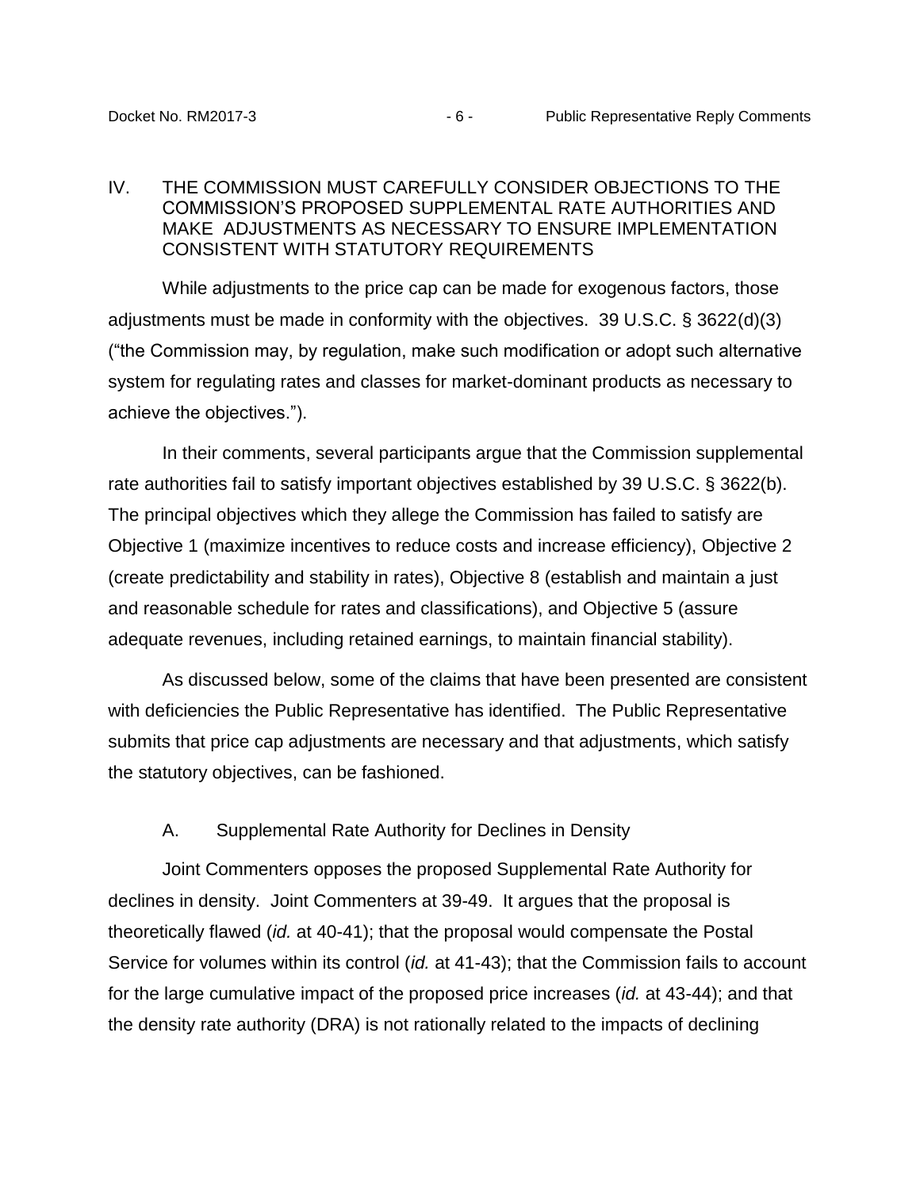## IV. THE COMMISSION MUST CAREFULLY CONSIDER OBJECTIONS TO THE COMMISSION'S PROPOSED SUPPLEMENTAL RATE AUTHORITIES AND MAKE ADJUSTMENTS AS NECESSARY TO ENSURE IMPLEMENTATION CONSISTENT WITH STATUTORY REQUIREMENTS

While adjustments to the price cap can be made for exogenous factors, those adjustments must be made in conformity with the objectives. 39 U.S.C. § 3622(d)(3) ("the Commission may, by regulation, make such modification or adopt such alternative system for regulating rates and classes for market-dominant products as necessary to achieve the objectives.").

In their comments, several participants argue that the Commission supplemental rate authorities fail to satisfy important objectives established by 39 U.S.C. § 3622(b). The principal objectives which they allege the Commission has failed to satisfy are Objective 1 (maximize incentives to reduce costs and increase efficiency), Objective 2 (create predictability and stability in rates), Objective 8 (establish and maintain a just and reasonable schedule for rates and classifications), and Objective 5 (assure adequate revenues, including retained earnings, to maintain financial stability).

As discussed below, some of the claims that have been presented are consistent with deficiencies the Public Representative has identified. The Public Representative submits that price cap adjustments are necessary and that adjustments, which satisfy the statutory objectives, can be fashioned.

### A. Supplemental Rate Authority for Declines in Density

Joint Commenters opposes the proposed Supplemental Rate Authority for declines in density. Joint Commenters at 39-49. It argues that the proposal is theoretically flawed (*id.* at 40-41); that the proposal would compensate the Postal Service for volumes within its control (*id.* at 41-43); that the Commission fails to account for the large cumulative impact of the proposed price increases (*id.* at 43-44); and that the density rate authority (DRA) is not rationally related to the impacts of declining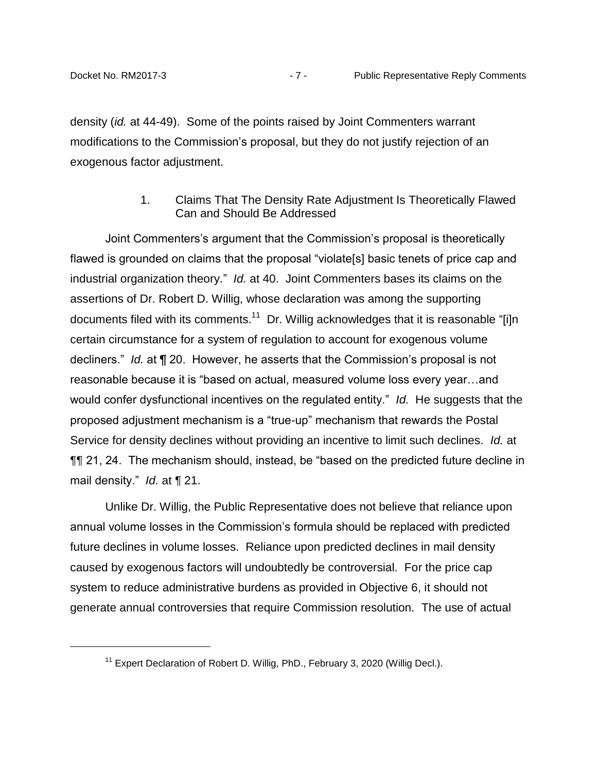density (*id.* at 44-49). Some of the points raised by Joint Commenters warrant modifications to the Commission's proposal, but they do not justify rejection of an exogenous factor adjustment.

1. Claims That The Density Rate Adjustment Is Theoretically Flawed Can and Should Be Addressed

Joint Commenters's argument that the Commission's proposal is theoretically flawed is grounded on claims that the proposal "violate[s] basic tenets of price cap and industrial organization theory." *Id.* at 40. Joint Commenters bases its claims on the assertions of Dr. Robert D. Willig, whose declaration was among the supporting documents filed with its comments.[11] Dr. Willig acknowledges that it is reasonable "[i]n certain circumstance for a system of regulation to account for exogenous volume decliners." *Id.* at ¶ 20. However, he asserts that the Commission's proposal is not reasonable because it is "based on actual, measured volume loss every year…and would confer dysfunctional incentives on the regulated entity." *Id.* He suggests that the proposed adjustment mechanism is a "true-up" mechanism that rewards the Postal Service for density declines without providing an incentive to limit such declines. *Id.* at ¶¶ 21, 24. The mechanism should, instead, be "based on the predicted future decline in mail density." *Id.* at ¶ 21.

Unlike Dr. Willig, the Public Representative does not believe that reliance upon annual volume losses in the Commission's formula should be replaced with predicted future declines in volume losses. Reliance upon predicted declines in mail density caused by exogenous factors will undoubtedly be controversial. For the price cap system to reduce administrative burdens as provided in Objective 6, it should not generate annual controversies that require Commission resolution. The use of actual

[11] Expert Declaration of Robert D. Willig, PhD., February 3, 2020 (Willig Decl.).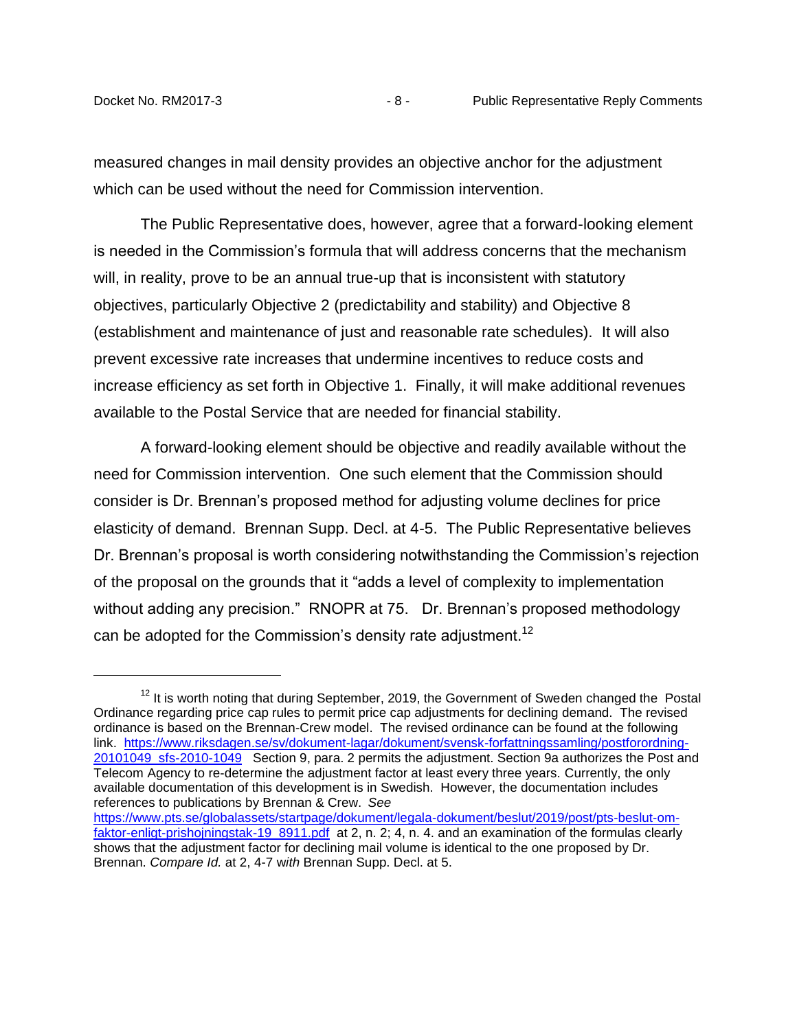measured changes in mail density provides an objective anchor for the adjustment which can be used without the need for Commission intervention.

The Public Representative does, however, agree that a forward-looking element is needed in the Commission's formula that will address concerns that the mechanism will, in reality, prove to be an annual true-up that is inconsistent with statutory objectives, particularly Objective 2 (predictability and stability) and Objective 8 (establishment and maintenance of just and reasonable rate schedules). It will also prevent excessive rate increases that undermine incentives to reduce costs and increase efficiency as set forth in Objective 1. Finally, it will make additional revenues available to the Postal Service that are needed for financial stability.

A forward-looking element should be objective and readily available without the need for Commission intervention. One such element that the Commission should consider is Dr. Brennan's proposed method for adjusting volume declines for price elasticity of demand. Brennan Supp. Decl. at 4-5. The Public Representative believes Dr. Brennan's proposal is worth considering notwithstanding the Commission's rejection of the proposal on the grounds that it "adds a level of complexity to implementation without adding any precision." RNOPR at 75. Dr. Brennan's proposed methodology can be adopted for the Commission's density rate adjustment.[12]

---

[12] It is worth noting that during September, 2019, the Government of Sweden changed the Postal Ordinance regarding price cap rules to permit price cap adjustments for declining demand. The revised ordinance is based on the Brennan-Crew model. The revised ordinance can be found at the following link. https://www.riksdagen.se/sv/dokument-lagar/dokument/svensk-forfattningssamling/postforordning-20101049_sfs-2010-1049 Section 9, para. 2 permits the adjustment. Section 9a authorizes the Post and Telecom Agency to re-determine the adjustment factor at least every three years. Currently, the only available documentation of this development is in Swedish. However, the documentation includes references to publications by Brennan & Crew. *See* https://www.pts.se/globalassets/startpage/dokument/legala-dokument/beslut/2019/post/pts-beslut-om-faktor-enligt-prishojningstak-19_8911.pdf at 2, n. 2; 4, n. 4. and an examination of the formulas clearly shows that the adjustment factor for declining mail volume is identical to the one proposed by Dr. Brennan. *Compare Id.* at 2, 4-7 *with* Brennan Supp. Decl. at 5.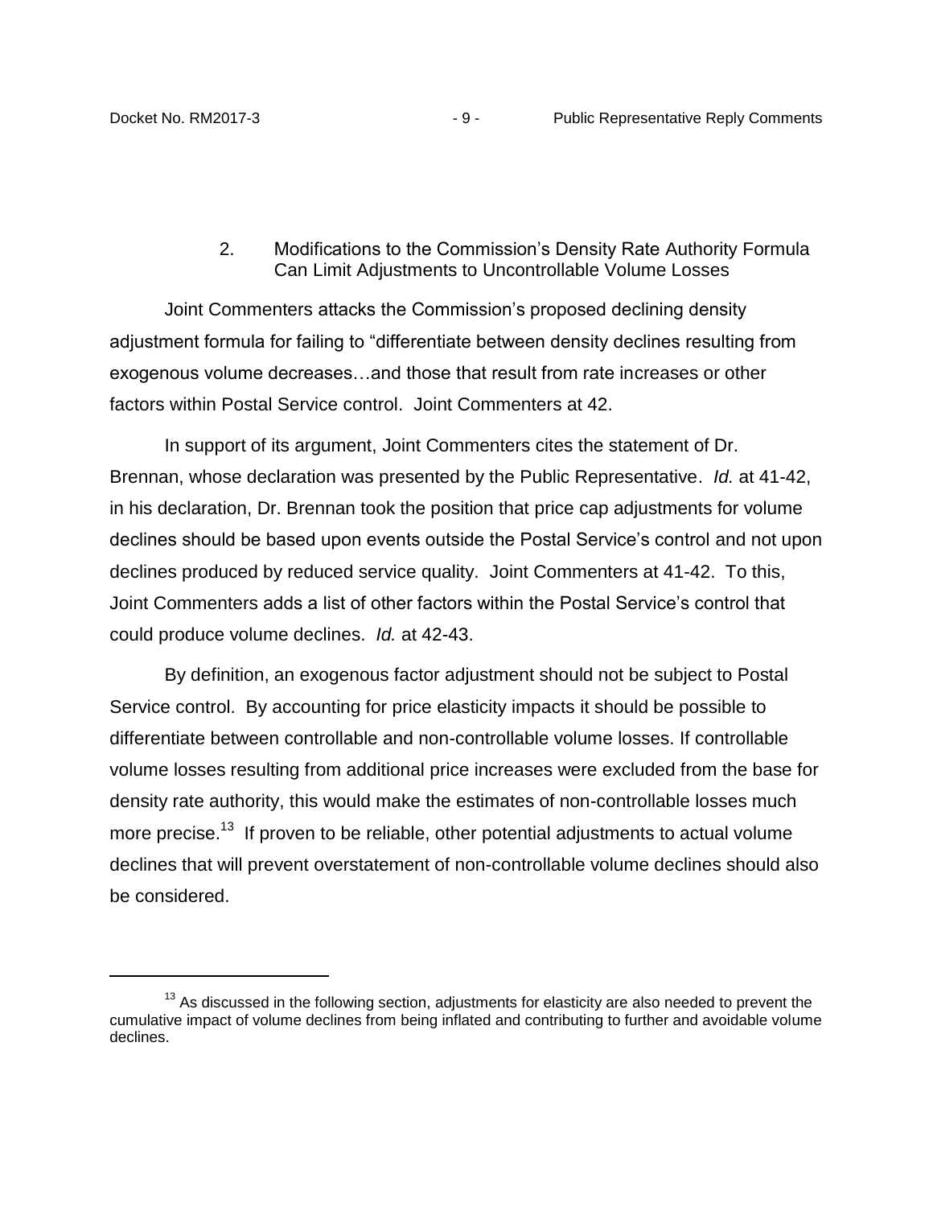### 2. Modifications to the Commission's Density Rate Authority Formula Can Limit Adjustments to Uncontrollable Volume Losses

Joint Commenters attacks the Commission's proposed declining density adjustment formula for failing to "differentiate between density declines resulting from exogenous volume decreases…and those that result from rate increases or other factors within Postal Service control. Joint Commenters at 42.

In support of its argument, Joint Commenters cites the statement of Dr. Brennan, whose declaration was presented by the Public Representative. *Id.* at 41-42, in his declaration, Dr. Brennan took the position that price cap adjustments for volume declines should be based upon events outside the Postal Service's control and not upon declines produced by reduced service quality. Joint Commenters at 41-42. To this, Joint Commenters adds a list of other factors within the Postal Service's control that could produce volume declines. *Id.* at 42-43.

By definition, an exogenous factor adjustment should not be subject to Postal Service control. By accounting for price elasticity impacts it should be possible to differentiate between controllable and non-controllable volume losses. If controllable volume losses resulting from additional price increases were excluded from the base for density rate authority, this would make the estimates of non-controllable losses much more precise.[13] If proven to be reliable, other potential adjustments to actual volume declines that will prevent overstatement of non-controllable volume declines should also be considered.

---

[13] As discussed in the following section, adjustments for elasticity are also needed to prevent the cumulative impact of volume declines from being inflated and contributing to further and avoidable volume declines.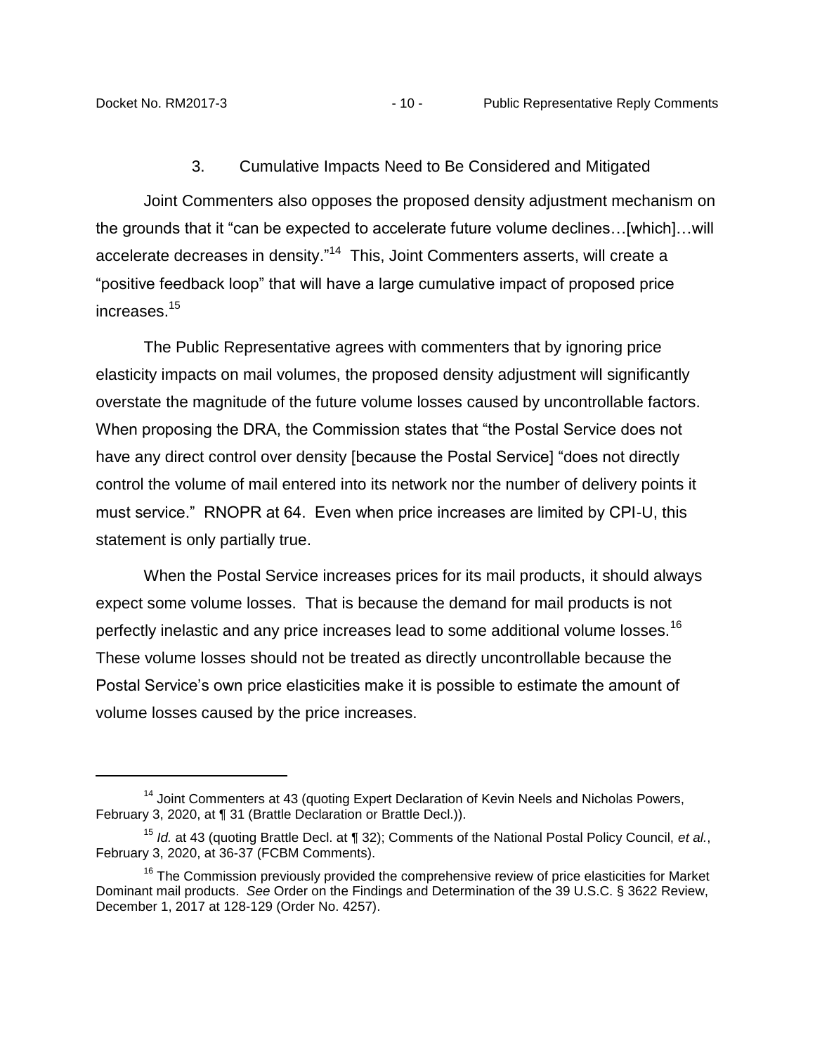### 3. Cumulative Impacts Need to Be Considered and Mitigated

Joint Commenters also opposes the proposed density adjustment mechanism on the grounds that it "can be expected to accelerate future volume declines…[which]…will accelerate decreases in density."[14] This, Joint Commenters asserts, will create a "positive feedback loop" that will have a large cumulative impact of proposed price increases.[15]

The Public Representative agrees with commenters that by ignoring price elasticity impacts on mail volumes, the proposed density adjustment will significantly overstate the magnitude of the future volume losses caused by uncontrollable factors. When proposing the DRA, the Commission states that "the Postal Service does not have any direct control over density [because the Postal Service] "does not directly control the volume of mail entered into its network nor the number of delivery points it must service." RNOPR at 64. Even when price increases are limited by CPI-U, this statement is only partially true.

When the Postal Service increases prices for its mail products, it should always expect some volume losses. That is because the demand for mail products is not perfectly inelastic and any price increases lead to some additional volume losses.[16] These volume losses should not be treated as directly uncontrollable because the Postal Service's own price elasticities make it is possible to estimate the amount of volume losses caused by the price increases.

---

[14] Joint Commenters at 43 (quoting Expert Declaration of Kevin Neels and Nicholas Powers, February 3, 2020, at ¶ 31 (Brattle Declaration or Brattle Decl.)).

[15] *Id.* at 43 (quoting Brattle Decl. at ¶ 32); Comments of the National Postal Policy Council, *et al.*, February 3, 2020, at 36-37 (FCBM Comments).

[16] The Commission previously provided the comprehensive review of price elasticities for Market Dominant mail products. *See* Order on the Findings and Determination of the 39 U.S.C. § 3622 Review, December 1, 2017 at 128-129 (Order No. 4257).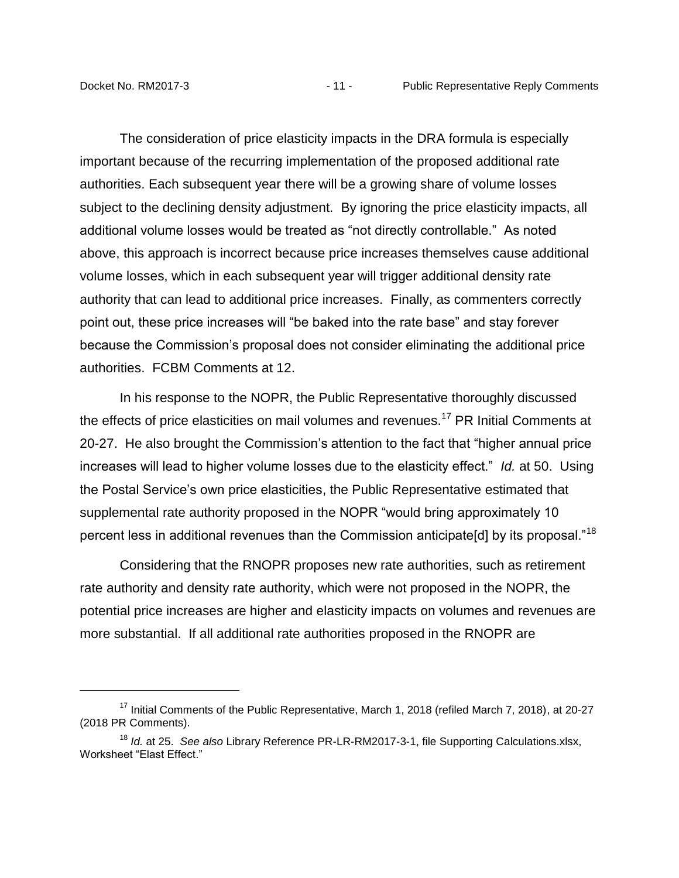The consideration of price elasticity impacts in the DRA formula is especially important because of the recurring implementation of the proposed additional rate authorities. Each subsequent year there will be a growing share of volume losses subject to the declining density adjustment. By ignoring the price elasticity impacts, all additional volume losses would be treated as "not directly controllable." As noted above, this approach is incorrect because price increases themselves cause additional volume losses, which in each subsequent year will trigger additional density rate authority that can lead to additional price increases. Finally, as commenters correctly point out, these price increases will "be baked into the rate base" and stay forever because the Commission's proposal does not consider eliminating the additional price authorities. FCBM Comments at 12.

In his response to the NOPR, the Public Representative thoroughly discussed the effects of price elasticities on mail volumes and revenues.[17] PR Initial Comments at 20-27. He also brought the Commission's attention to the fact that "higher annual price increases will lead to higher volume losses due to the elasticity effect." *Id.* at 50. Using the Postal Service's own price elasticities, the Public Representative estimated that supplemental rate authority proposed in the NOPR "would bring approximately 10 percent less in additional revenues than the Commission anticipate[d] by its proposal."[18]

Considering that the RNOPR proposes new rate authorities, such as retirement rate authority and density rate authority, which were not proposed in the NOPR, the potential price increases are higher and elasticity impacts on volumes and revenues are more substantial. If all additional rate authorities proposed in the RNOPR are

---

[17] Initial Comments of the Public Representative, March 1, 2018 (refiled March 7, 2018), at 20-27 (2018 PR Comments).

[18] *Id.* at 25. *See also* Library Reference PR-LR-RM2017-3-1, file Supporting Calculations.xlsx, Worksheet "Elast Effect."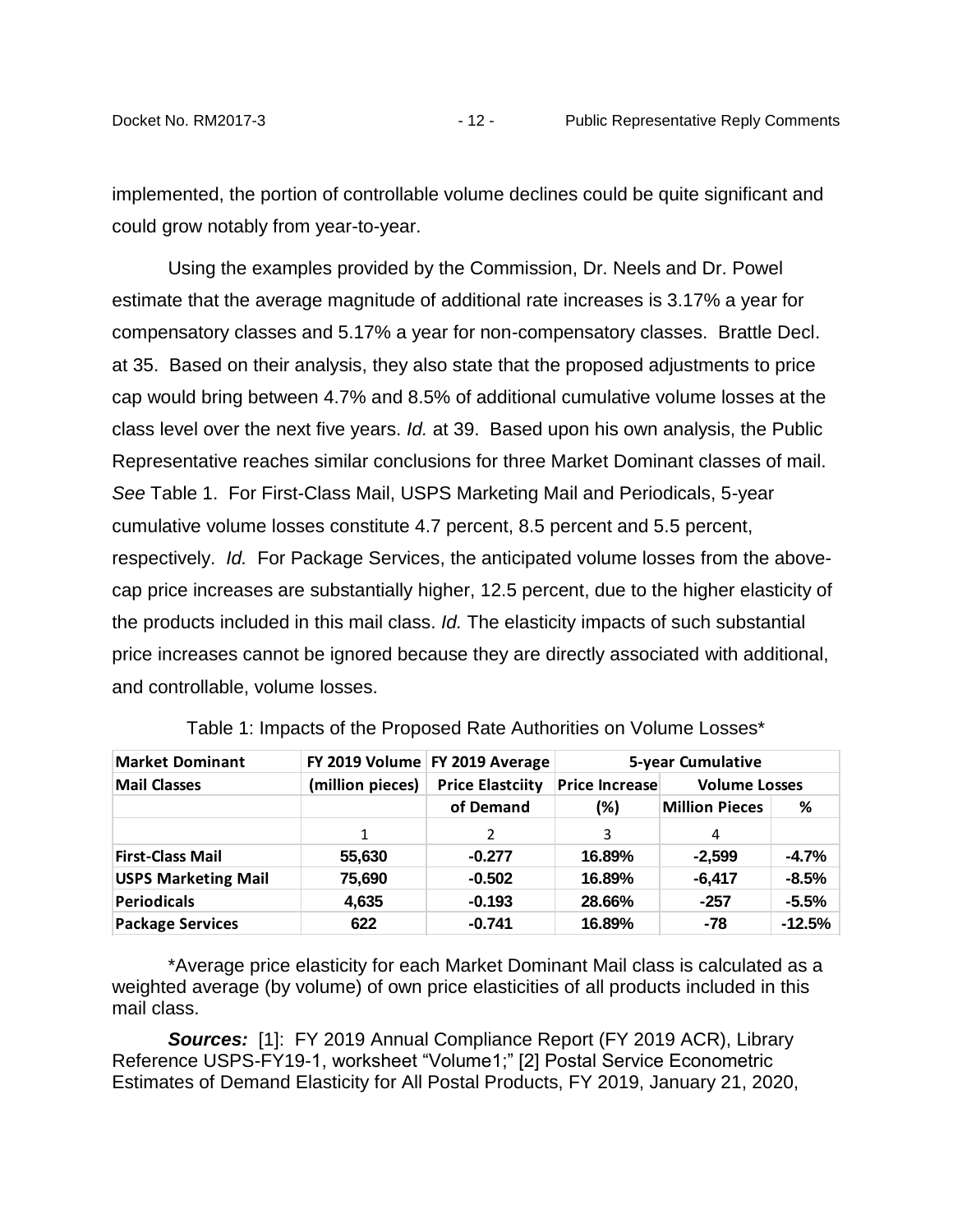implemented, the portion of controllable volume declines could be quite significant and could grow notably from year-to-year.

Using the examples provided by the Commission, Dr. Neels and Dr. Powel estimate that the average magnitude of additional rate increases is 3.17% a year for compensatory classes and 5.17% a year for non-compensatory classes. Brattle Decl. at 35. Based on their analysis, they also state that the proposed adjustments to price cap would bring between 4.7% and 8.5% of additional cumulative volume losses at the class level over the next five years. *Id.* at 39. Based upon his own analysis, the Public Representative reaches similar conclusions for three Market Dominant classes of mail. *See* Table 1. For First-Class Mail, USPS Marketing Mail and Periodicals, 5-year cumulative volume losses constitute 4.7 percent, 8.5 percent and 5.5 percent, respectively. *Id.* For Package Services, the anticipated volume losses from the above-cap price increases are substantially higher, 12.5 percent, due to the higher elasticity of the products included in this mail class. *Id.* The elasticity impacts of such substantial price increases cannot be ignored because they are directly associated with additional, and controllable, volume losses.

Table 1: Impacts of the Proposed Rate Authorities on Volume Losses*

| Market Dominant Mail Classes | FY 2019 Volume (million pieces) | FY 2019 Average Price Elastciity of Demand | 5-year Cumulative | | |
|---|---|---|---|---|---|
| | | | Price Increase (%) | Volume Losses | |
| | | | | Million Pieces | % |
| | 1 | 2 | 3 | 4 | |
| **First-Class Mail** | **55,630** | **-0.277** | **16.89%** | **-2,599** | **-4.7%** |
| **USPS Marketing Mail** | **75,690** | **-0.502** | **16.89%** | **-6,417** | **-8.5%** |
| **Periodicals** | **4,635** | **-0.193** | **28.66%** | **-257** | **-5.5%** |
| **Package Services** | **622** | **-0.741** | **16.89%** | **-78** | **-12.5%** |

*Average price elasticity for each Market Dominant Mail class is calculated as a weighted average (by volume) of own price elasticities of all products included in this mail class.

***Sources:*** [1]: FY 2019 Annual Compliance Report (FY 2019 ACR), Library Reference USPS-FY19-1, worksheet "Volume1;" [2] Postal Service Econometric Estimates of Demand Elasticity for All Postal Products, FY 2019, January 21, 2020,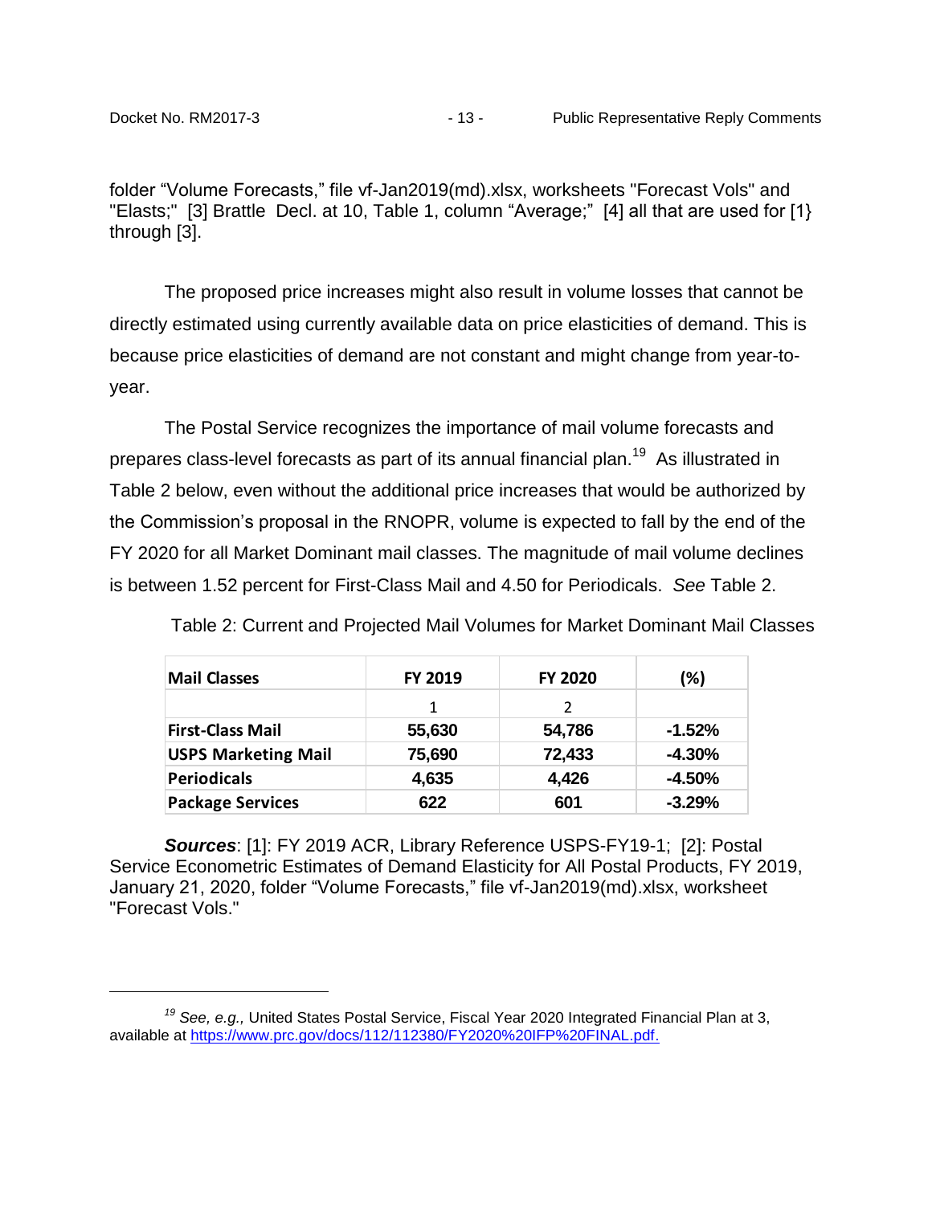folder “Volume Forecasts,” file vf-Jan2019(md).xlsx, worksheets "Forecast Vols" and "Elasts;" [3] Brattle Decl. at 10, Table 1, column “Average;” [4] all that are used for [1} through [3].

The proposed price increases might also result in volume losses that cannot be directly estimated using currently available data on price elasticities of demand. This is because price elasticities of demand are not constant and might change from year-to-year.

The Postal Service recognizes the importance of mail volume forecasts and prepares class-level forecasts as part of its annual financial plan.[19] As illustrated in Table 2 below, even without the additional price increases that would be authorized by the Commission’s proposal in the RNOPR, volume is expected to fall by the end of the FY 2020 for all Market Dominant mail classes. The magnitude of mail volume declines is between 1.52 percent for First-Class Mail and 4.50 for Periodicals. *See* Table 2.

Table 2: Current and Projected Mail Volumes for Market Dominant Mail Classes

| Mail Classes | FY 2019 | FY 2020 | (%) |
|---|---|---|---|
| | 1 | 2 | |
| **First-Class Mail** | **55,630** | **54,786** | **-1.52%** |
| **USPS Marketing Mail** | **75,690** | **72,433** | **-4.30%** |
| **Periodicals** | **4,635** | **4,426** | **-4.50%** |
| **Package Services** | **622** | **601** | **-3.29%** |

***Sources***: [1]: FY 2019 ACR, Library Reference USPS-FY19-1; [2]: Postal Service Econometric Estimates of Demand Elasticity for All Postal Products, FY 2019, January 21, 2020, folder “Volume Forecasts,” file vf-Jan2019(md).xlsx, worksheet "Forecast Vols."

---

[19] *See, e.g.,* United States Postal Service, Fiscal Year 2020 Integrated Financial Plan at 3, available at https://www.prc.gov/docs/112/112380/FY2020%20IFP%20FINAL.pdf.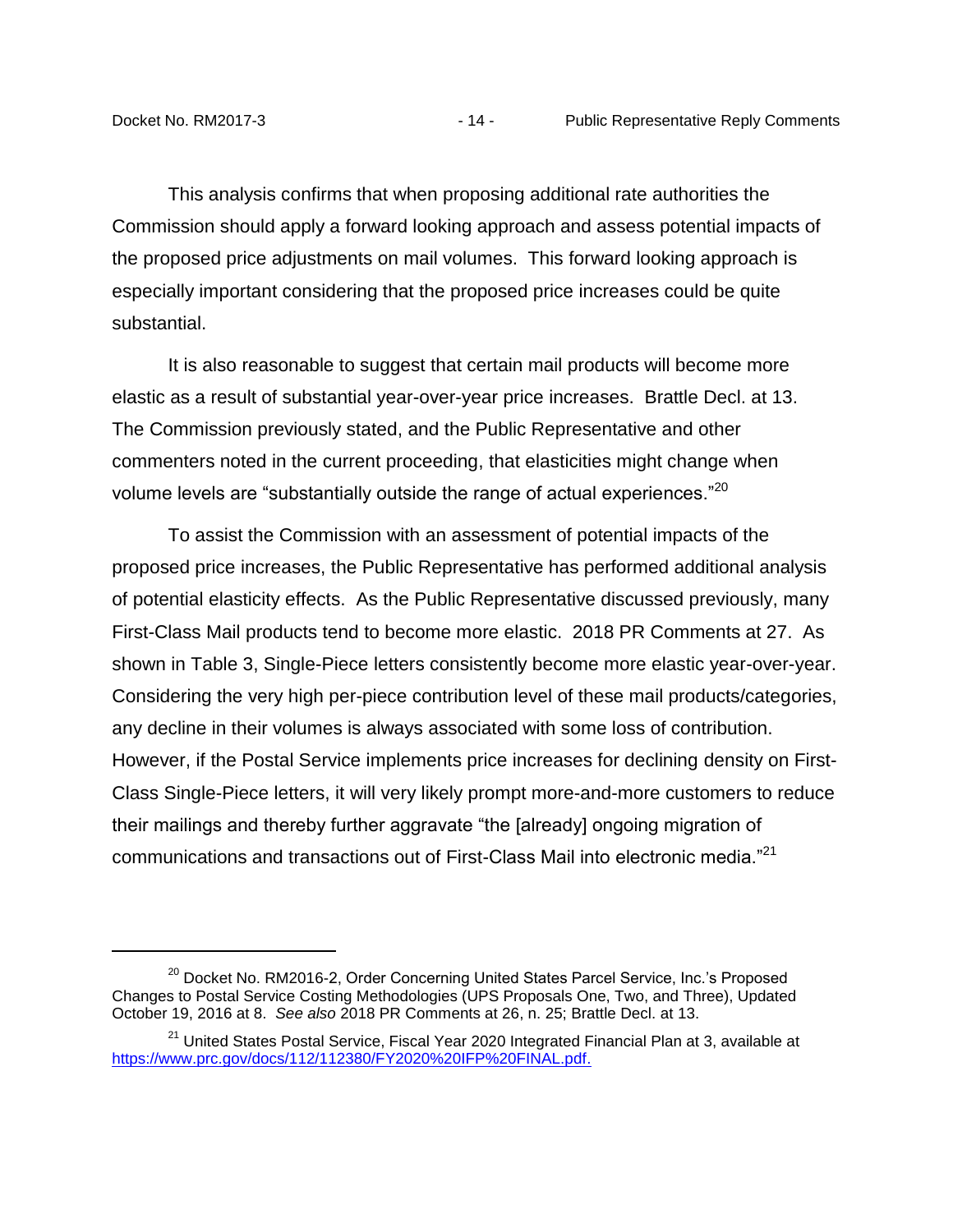This analysis confirms that when proposing additional rate authorities the Commission should apply a forward looking approach and assess potential impacts of the proposed price adjustments on mail volumes. This forward looking approach is especially important considering that the proposed price increases could be quite substantial.

It is also reasonable to suggest that certain mail products will become more elastic as a result of substantial year-over-year price increases. Brattle Decl. at 13. The Commission previously stated, and the Public Representative and other commenters noted in the current proceeding, that elasticities might change when volume levels are "substantially outside the range of actual experiences."[20]

To assist the Commission with an assessment of potential impacts of the proposed price increases, the Public Representative has performed additional analysis of potential elasticity effects. As the Public Representative discussed previously, many First-Class Mail products tend to become more elastic. 2018 PR Comments at 27. As shown in Table 3, Single-Piece letters consistently become more elastic year-over-year. Considering the very high per-piece contribution level of these mail products/categories, any decline in their volumes is always associated with some loss of contribution. However, if the Postal Service implements price increases for declining density on First-Class Single-Piece letters, it will very likely prompt more-and-more customers to reduce their mailings and thereby further aggravate "the [already] ongoing migration of communications and transactions out of First-Class Mail into electronic media."[21]

---

[20] Docket No. RM2016-2, Order Concerning United States Parcel Service, Inc.'s Proposed Changes to Postal Service Costing Methodologies (UPS Proposals One, Two, and Three), Updated October 19, 2016 at 8. *See also* 2018 PR Comments at 26, n. 25; Brattle Decl. at 13.

[21] United States Postal Service, Fiscal Year 2020 Integrated Financial Plan at 3, available at https://www.prc.gov/docs/112/112380/FY2020%20IFP%20FINAL.pdf.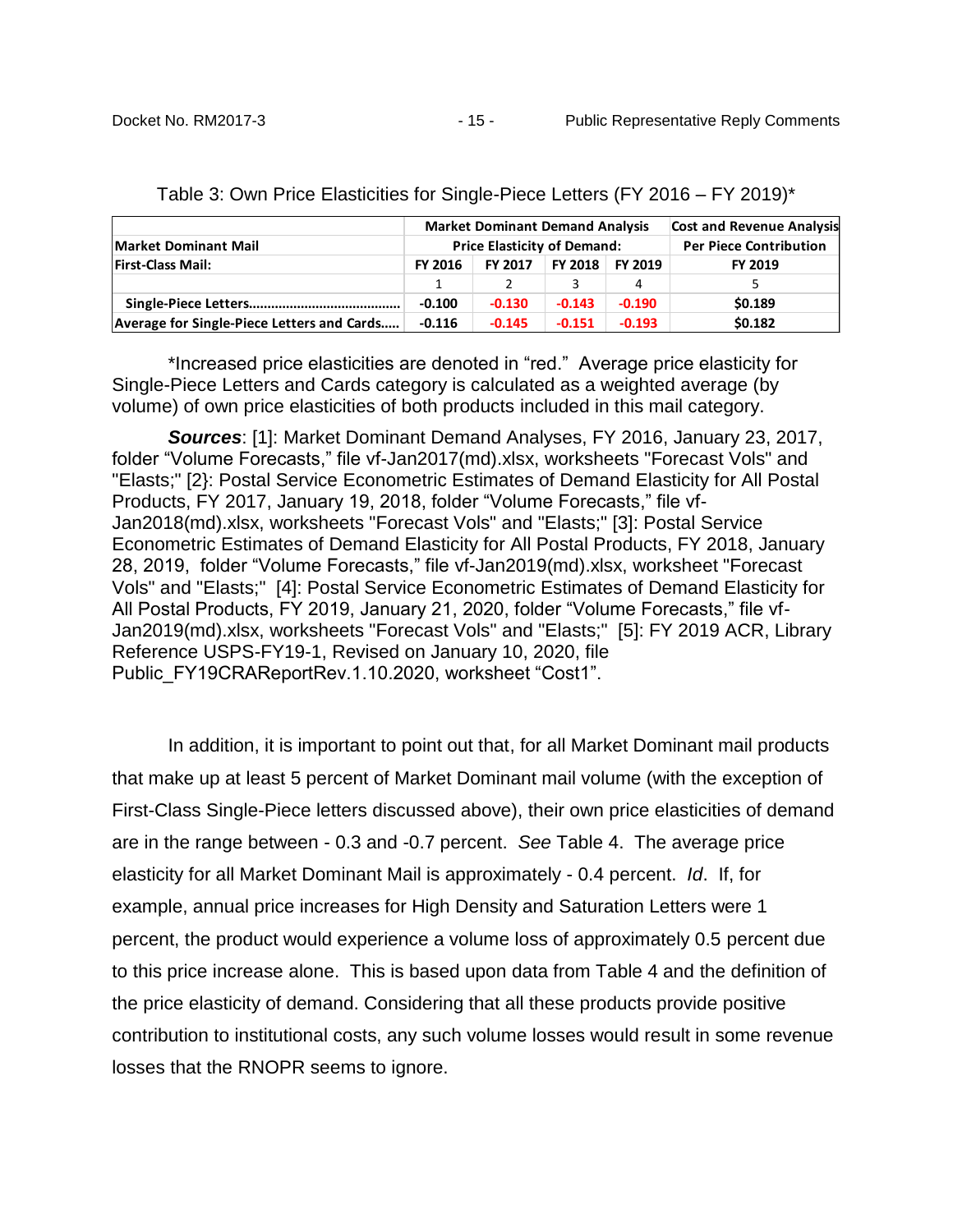Table 3: Own Price Elasticities for Single-Piece Letters (FY 2016 – FY 2019)*

| | Market Dominant Demand Analysis | | | | Cost and Revenue Analysis |
|---|---|---|---|---|---|
| Market Dominant Mail | Price Elasticity of Demand: | | | | Per Piece Contribution |
| First-Class Mail: | FY 2016 | FY 2017 | FY 2018 | FY 2019 | FY 2019 |
| | 1 | 2 | 3 | 4 | 5 |
| Single-Piece Letters…………………………………… | -0.100 | -0.130 | -0.143 | -0.190 | $0.189 |
| Average for Single-Piece Letters and Cards….. | -0.116 | -0.145 | -0.151 | -0.193 | $0.182 |

*Increased price elasticities are denoted in "red." Average price elasticity for Single-Piece Letters and Cards category is calculated as a weighted average (by volume) of own price elasticities of both products included in this mail category.

***Sources***: [1]: Market Dominant Demand Analyses, FY 2016, January 23, 2017, folder "Volume Forecasts," file vf-Jan2017(md).xlsx, worksheets "Forecast Vols" and "Elasts;" [2}: Postal Service Econometric Estimates of Demand Elasticity for All Postal Products, FY 2017, January 19, 2018, folder "Volume Forecasts," file vf-Jan2018(md).xlsx, worksheets "Forecast Vols" and "Elasts;" [3]: Postal Service Econometric Estimates of Demand Elasticity for All Postal Products, FY 2018, January 28, 2019, folder "Volume Forecasts," file vf-Jan2019(md).xlsx, worksheet "Forecast Vols" and "Elasts;" [4]: Postal Service Econometric Estimates of Demand Elasticity for All Postal Products, FY 2019, January 21, 2020, folder "Volume Forecasts," file vf-Jan2019(md).xlsx, worksheets "Forecast Vols" and "Elasts;" [5]: FY 2019 ACR, Library Reference USPS-FY19-1, Revised on January 10, 2020, file Public_FY19CRAReportRev.1.10.2020, worksheet "Cost1".

In addition, it is important to point out that, for all Market Dominant mail products that make up at least 5 percent of Market Dominant mail volume (with the exception of First-Class Single-Piece letters discussed above), their own price elasticities of demand are in the range between - 0.3 and -0.7 percent. *See* Table 4. The average price elasticity for all Market Dominant Mail is approximately - 0.4 percent. *Id*. If, for example, annual price increases for High Density and Saturation Letters were 1 percent, the product would experience a volume loss of approximately 0.5 percent due to this price increase alone. This is based upon data from Table 4 and the definition of the price elasticity of demand. Considering that all these products provide positive contribution to institutional costs, any such volume losses would result in some revenue losses that the RNOPR seems to ignore.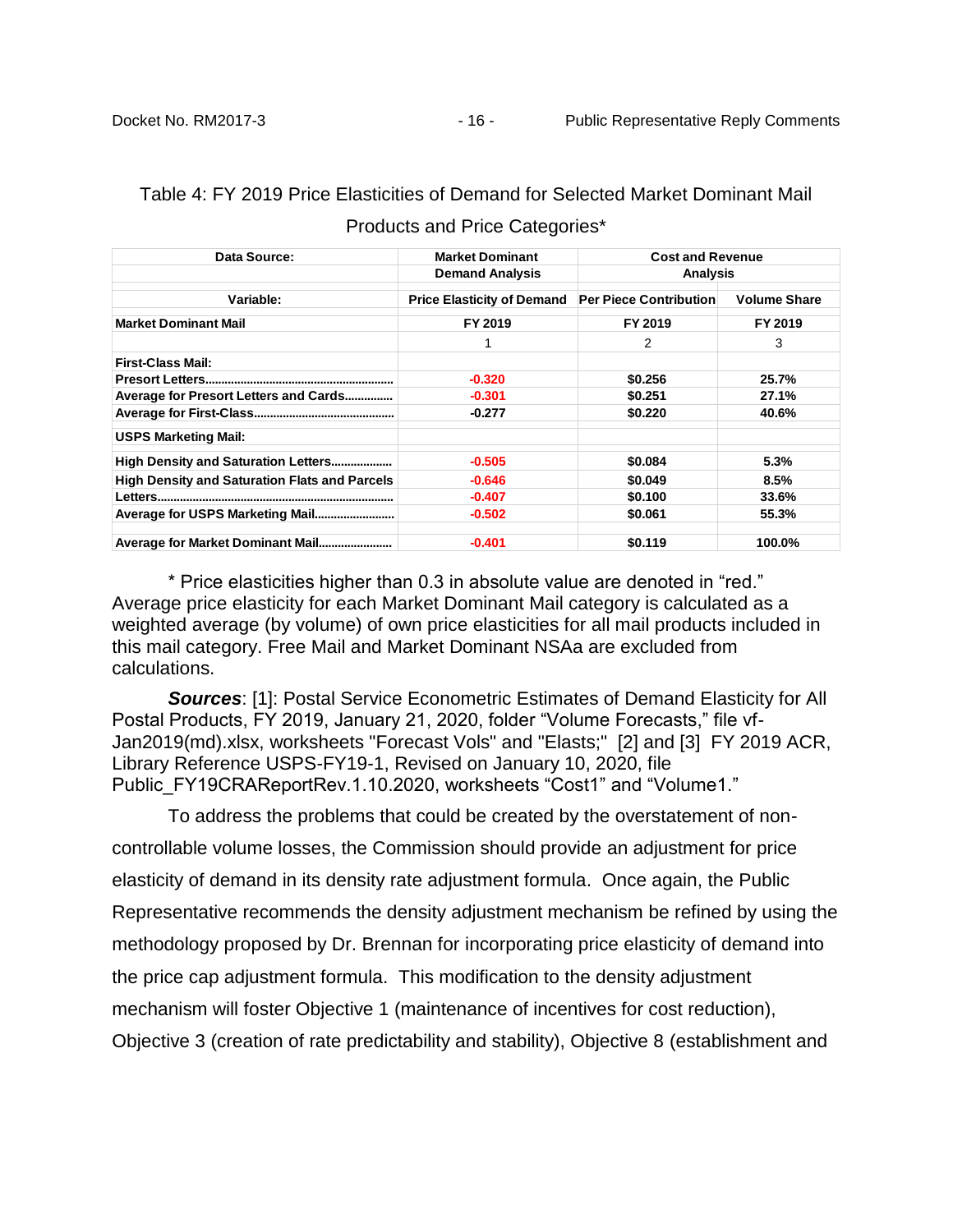Table 4: FY 2019 Price Elasticities of Demand for Selected Market Dominant Mail Products and Price Categories*

| Data Source: | Market Dominant Demand Analysis | Cost and Revenue Analysis | |
|---|---|---|---|
| Variable: | Price Elasticity of Demand | Per Piece Contribution | Volume Share |
| **Market Dominant Mail** | **FY 2019** | **FY 2019** | **FY 2019** |
| | 1 | 2 | 3 |
| **First-Class Mail:** | | | |
| **Presort Letters....** | -0.320 | $0.256 | 25.7% |
| **Average for Presort Letters and Cards....** | -0.301 | $0.251 | 27.1% |
| **Average for First-Class....** | -0.277 | $0.220 | 40.6% |
| **USPS Marketing Mail:** | | | |
| **High Density and Saturation Letters....** | -0.505 | $0.084 | 5.3% |
| **High Density and Saturation Flats and Parcels** | -0.646 | $0.049 | 8.5% |
| **Letters....** | -0.407 | $0.100 | 33.6% |
| **Average for USPS Marketing Mail....** | -0.502 | $0.061 | 55.3% |
| **Average for Market Dominant Mail....** | -0.401 | $0.119 | 100.0% |

\* Price elasticities higher than 0.3 in absolute value are denoted in "red." Average price elasticity for each Market Dominant Mail category is calculated as a weighted average (by volume) of own price elasticities for all mail products included in this mail category. Free Mail and Market Dominant NSAa are excluded from calculations.

***Sources***: [1]: Postal Service Econometric Estimates of Demand Elasticity for All Postal Products, FY 2019, January 21, 2020, folder "Volume Forecasts," file vf-Jan2019(md).xlsx, worksheets "Forecast Vols" and "Elasts;" [2] and [3] FY 2019 ACR, Library Reference USPS-FY19-1, Revised on January 10, 2020, file Public_FY19CRAReportRev.1.10.2020, worksheets "Cost1" and "Volume1."

To address the problems that could be created by the overstatement of non-controllable volume losses, the Commission should provide an adjustment for price elasticity of demand in its density rate adjustment formula. Once again, the Public Representative recommends the density adjustment mechanism be refined by using the methodology proposed by Dr. Brennan for incorporating price elasticity of demand into the price cap adjustment formula. This modification to the density adjustment mechanism will foster Objective 1 (maintenance of incentives for cost reduction), Objective 3 (creation of rate predictability and stability), Objective 8 (establishment and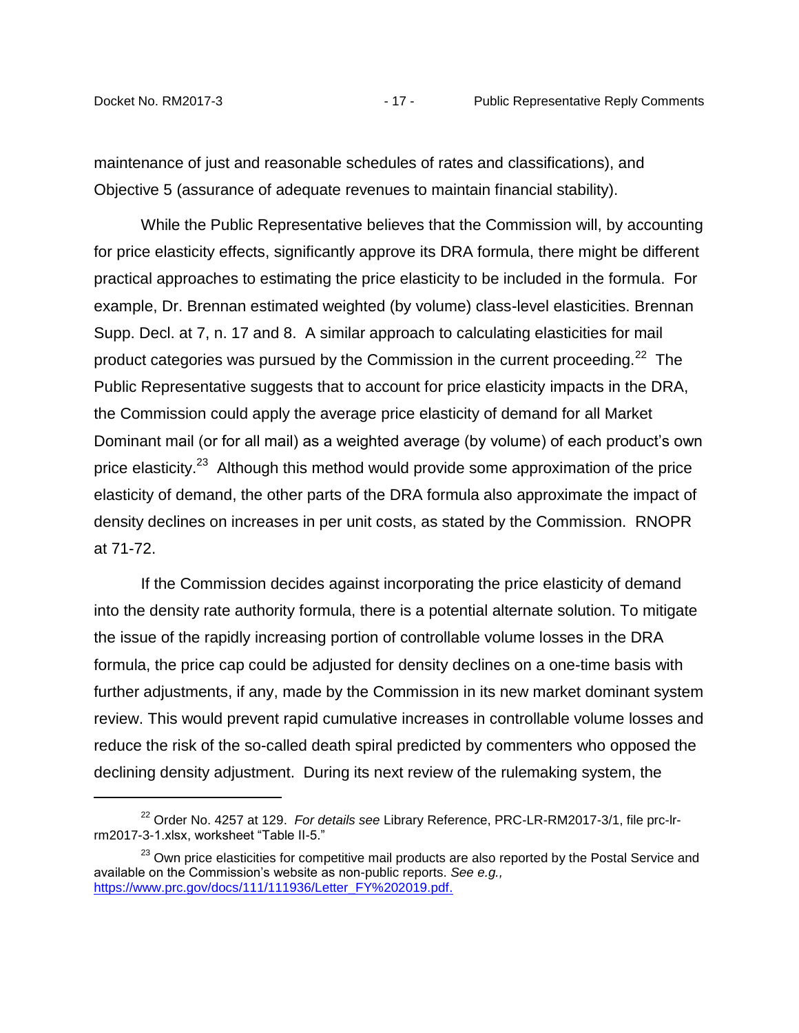maintenance of just and reasonable schedules of rates and classifications), and Objective 5 (assurance of adequate revenues to maintain financial stability).

While the Public Representative believes that the Commission will, by accounting for price elasticity effects, significantly approve its DRA formula, there might be different practical approaches to estimating the price elasticity to be included in the formula. For example, Dr. Brennan estimated weighted (by volume) class-level elasticities. Brennan Supp. Decl. at 7, n. 17 and 8. A similar approach to calculating elasticities for mail product categories was pursued by the Commission in the current proceeding.[22] The Public Representative suggests that to account for price elasticity impacts in the DRA, the Commission could apply the average price elasticity of demand for all Market Dominant mail (or for all mail) as a weighted average (by volume) of each product's own price elasticity.[23] Although this method would provide some approximation of the price elasticity of demand, the other parts of the DRA formula also approximate the impact of density declines on increases in per unit costs, as stated by the Commission. RNOPR at 71-72.

If the Commission decides against incorporating the price elasticity of demand into the density rate authority formula, there is a potential alternate solution. To mitigate the issue of the rapidly increasing portion of controllable volume losses in the DRA formula, the price cap could be adjusted for density declines on a one-time basis with further adjustments, if any, made by the Commission in its new market dominant system review. This would prevent rapid cumulative increases in controllable volume losses and reduce the risk of the so-called death spiral predicted by commenters who opposed the declining density adjustment. During its next review of the rulemaking system, the

---

[22] Order No. 4257 at 129. *For details see* Library Reference, PRC-LR-RM2017-3/1, file prc-lr-rm2017-3-1.xlsx, worksheet "Table II-5."

[23] Own price elasticities for competitive mail products are also reported by the Postal Service and available on the Commission's website as non-public reports. *See e.g.,* https://www.prc.gov/docs/111/111936/Letter_FY%202019.pdf.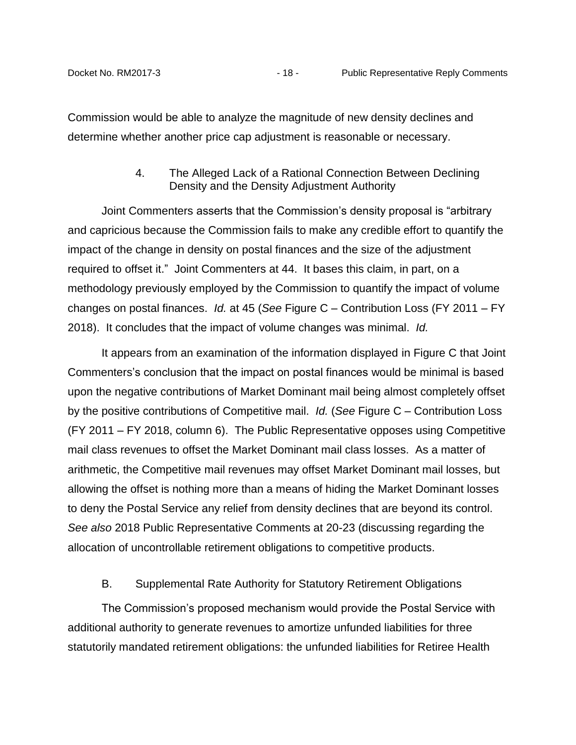Commission would be able to analyze the magnitude of new density declines and determine whether another price cap adjustment is reasonable or necessary.

#### 4. The Alleged Lack of a Rational Connection Between Declining Density and the Density Adjustment Authority

Joint Commenters asserts that the Commission's density proposal is "arbitrary and capricious because the Commission fails to make any credible effort to quantify the impact of the change in density on postal finances and the size of the adjustment required to offset it." Joint Commenters at 44. It bases this claim, in part, on a methodology previously employed by the Commission to quantify the impact of volume changes on postal finances. *Id.* at 45 (*See* Figure C – Contribution Loss (FY 2011 – FY 2018). It concludes that the impact of volume changes was minimal. *Id.*

It appears from an examination of the information displayed in Figure C that Joint Commenters's conclusion that the impact on postal finances would be minimal is based upon the negative contributions of Market Dominant mail being almost completely offset by the positive contributions of Competitive mail. *Id.* (*See* Figure C – Contribution Loss (FY 2011 – FY 2018, column 6). The Public Representative opposes using Competitive mail class revenues to offset the Market Dominant mail class losses. As a matter of arithmetic, the Competitive mail revenues may offset Market Dominant mail losses, but allowing the offset is nothing more than a means of hiding the Market Dominant losses to deny the Postal Service any relief from density declines that are beyond its control. *See also* 2018 Public Representative Comments at 20-23 (discussing regarding the allocation of uncontrollable retirement obligations to competitive products.

### B. Supplemental Rate Authority for Statutory Retirement Obligations

The Commission's proposed mechanism would provide the Postal Service with additional authority to generate revenues to amortize unfunded liabilities for three statutorily mandated retirement obligations: the unfunded liabilities for Retiree Health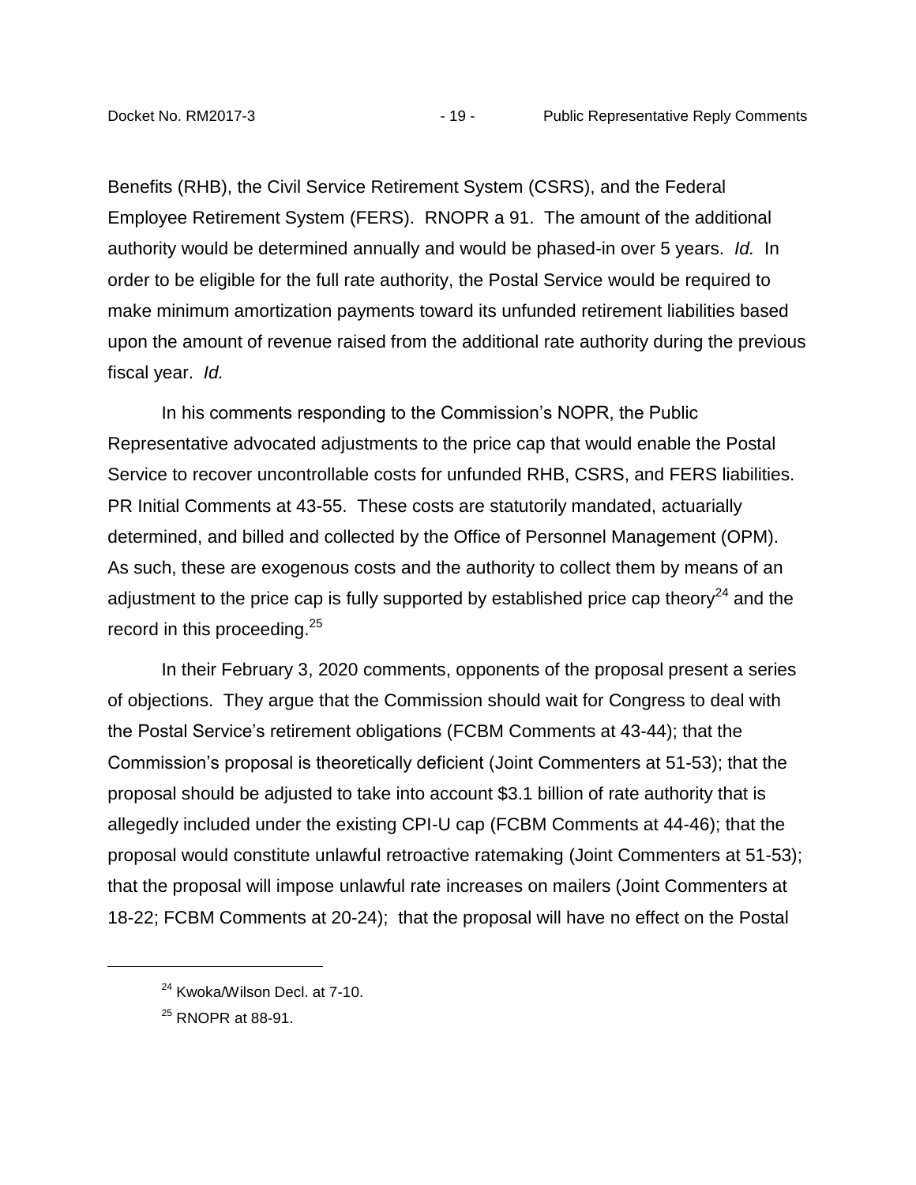Benefits (RHB), the Civil Service Retirement System (CSRS), and the Federal Employee Retirement System (FERS). RNOPR a 91. The amount of the additional authority would be determined annually and would be phased-in over 5 years. *Id.* In order to be eligible for the full rate authority, the Postal Service would be required to make minimum amortization payments toward its unfunded retirement liabilities based upon the amount of revenue raised from the additional rate authority during the previous fiscal year. *Id.*

In his comments responding to the Commission's NOPR, the Public Representative advocated adjustments to the price cap that would enable the Postal Service to recover uncontrollable costs for unfunded RHB, CSRS, and FERS liabilities. PR Initial Comments at 43-55. These costs are statutorily mandated, actuarially determined, and billed and collected by the Office of Personnel Management (OPM). As such, these are exogenous costs and the authority to collect them by means of an adjustment to the price cap is fully supported by established price cap theory[24] and the record in this proceeding.[25]

In their February 3, 2020 comments, opponents of the proposal present a series of objections. They argue that the Commission should wait for Congress to deal with the Postal Service's retirement obligations (FCBM Comments at 43-44); that the Commission's proposal is theoretically deficient (Joint Commenters at 51-53); that the proposal should be adjusted to take into account $3.1 billion of rate authority that is allegedly included under the existing CPI-U cap (FCBM Comments at 44-46); that the proposal would constitute unlawful retroactive ratemaking (Joint Commenters at 51-53); that the proposal will impose unlawful rate increases on mailers (Joint Commenters at 18-22; FCBM Comments at 20-24); that the proposal will have no effect on the Postal

[24] Kwoka/Wilson Decl. at 7-10.

[25] RNOPR at 88-91.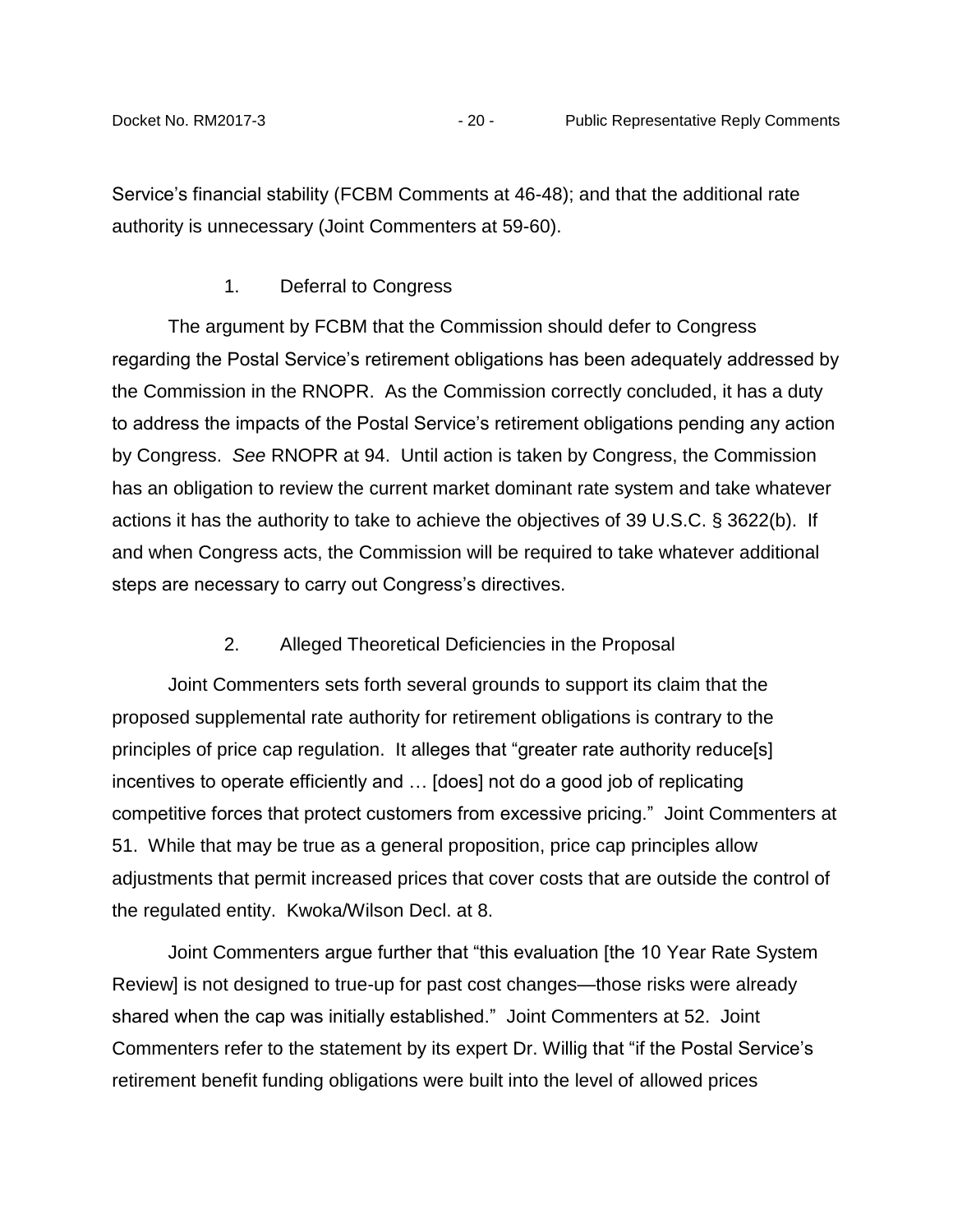Service's financial stability (FCBM Comments at 46-48); and that the additional rate authority is unnecessary (Joint Commenters at 59-60).

### 1. Deferral to Congress

The argument by FCBM that the Commission should defer to Congress regarding the Postal Service's retirement obligations has been adequately addressed by the Commission in the RNOPR. As the Commission correctly concluded, it has a duty to address the impacts of the Postal Service's retirement obligations pending any action by Congress. *See* RNOPR at 94. Until action is taken by Congress, the Commission has an obligation to review the current market dominant rate system and take whatever actions it has the authority to take to achieve the objectives of 39 U.S.C. § 3622(b). If and when Congress acts, the Commission will be required to take whatever additional steps are necessary to carry out Congress's directives.

### 2. Alleged Theoretical Deficiencies in the Proposal

Joint Commenters sets forth several grounds to support its claim that the proposed supplemental rate authority for retirement obligations is contrary to the principles of price cap regulation. It alleges that "greater rate authority reduce[s] incentives to operate efficiently and … [does] not do a good job of replicating competitive forces that protect customers from excessive pricing." Joint Commenters at 51. While that may be true as a general proposition, price cap principles allow adjustments that permit increased prices that cover costs that are outside the control of the regulated entity. Kwoka/Wilson Decl. at 8.

Joint Commenters argue further that "this evaluation [the 10 Year Rate System Review] is not designed to true-up for past cost changes—those risks were already shared when the cap was initially established." Joint Commenters at 52. Joint Commenters refer to the statement by its expert Dr. Willig that "if the Postal Service's retirement benefit funding obligations were built into the level of allowed prices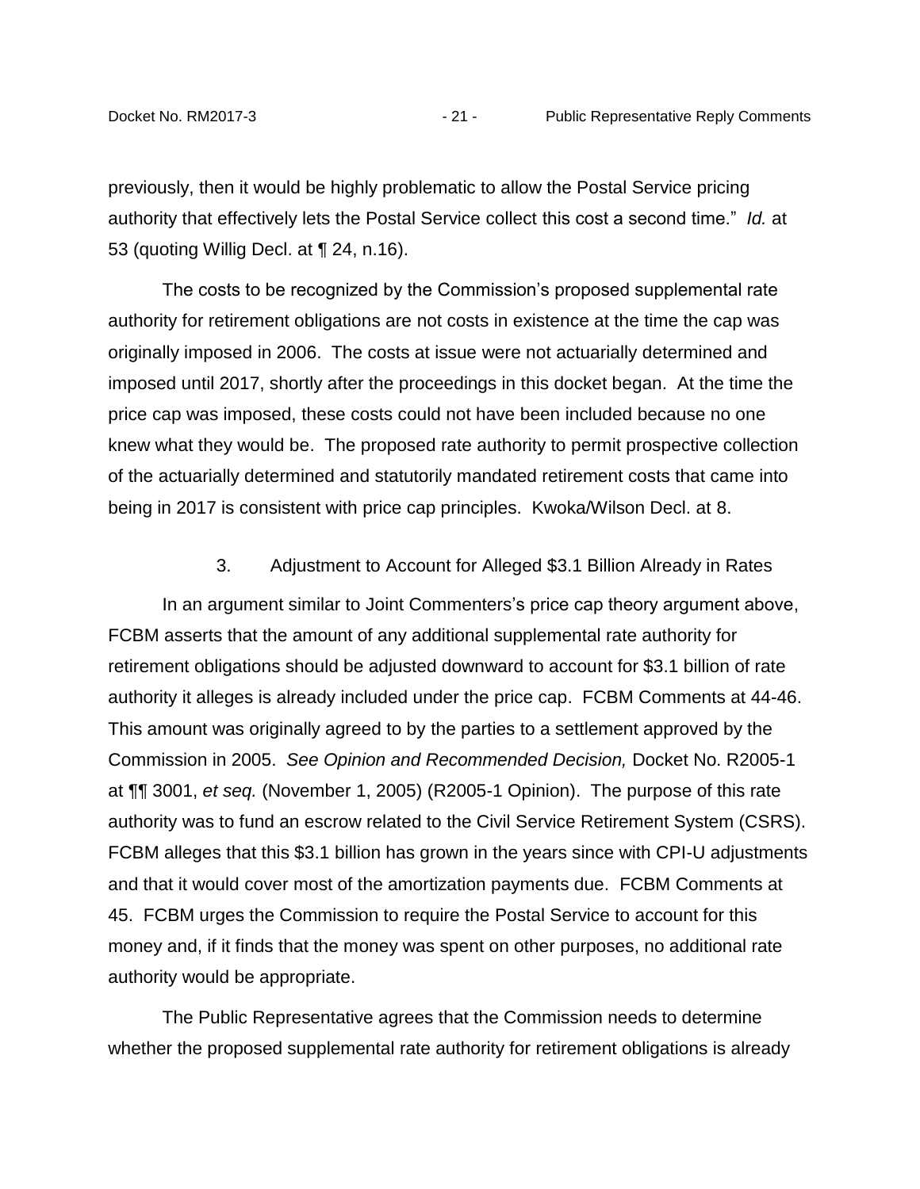previously, then it would be highly problematic to allow the Postal Service pricing authority that effectively lets the Postal Service collect this cost a second time." *Id.* at 53 (quoting Willig Decl. at ¶ 24, n.16).

The costs to be recognized by the Commission's proposed supplemental rate authority for retirement obligations are not costs in existence at the time the cap was originally imposed in 2006. The costs at issue were not actuarially determined and imposed until 2017, shortly after the proceedings in this docket began. At the time the price cap was imposed, these costs could not have been included because no one knew what they would be. The proposed rate authority to permit prospective collection of the actuarially determined and statutorily mandated retirement costs that came into being in 2017 is consistent with price cap principles. Kwoka/Wilson Decl. at 8.

### 3. Adjustment to Account for Alleged $3.1 Billion Already in Rates

In an argument similar to Joint Commenters's price cap theory argument above, FCBM asserts that the amount of any additional supplemental rate authority for retirement obligations should be adjusted downward to account for $3.1 billion of rate authority it alleges is already included under the price cap. FCBM Comments at 44-46. This amount was originally agreed to by the parties to a settlement approved by the Commission in 2005. *See Opinion and Recommended Decision,* Docket No. R2005-1 at ¶¶ 3001, *et seq.* (November 1, 2005) (R2005-1 Opinion). The purpose of this rate authority was to fund an escrow related to the Civil Service Retirement System (CSRS). FCBM alleges that this $3.1 billion has grown in the years since with CPI-U adjustments and that it would cover most of the amortization payments due. FCBM Comments at 45. FCBM urges the Commission to require the Postal Service to account for this money and, if it finds that the money was spent on other purposes, no additional rate authority would be appropriate.

The Public Representative agrees that the Commission needs to determine whether the proposed supplemental rate authority for retirement obligations is already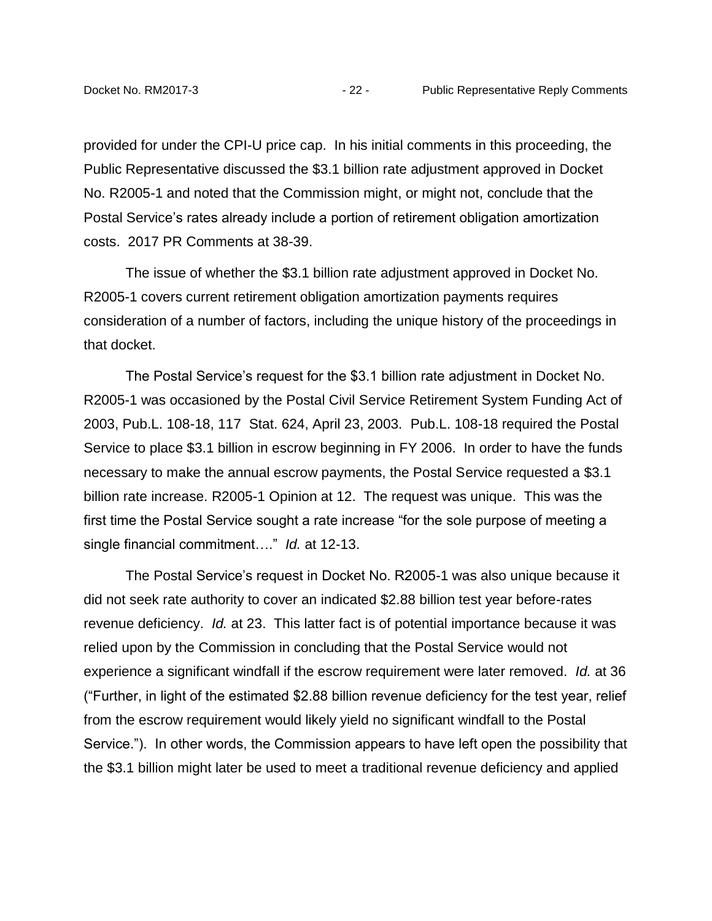provided for under the CPI-U price cap. In his initial comments in this proceeding, the Public Representative discussed the $3.1 billion rate adjustment approved in Docket No. R2005-1 and noted that the Commission might, or might not, conclude that the Postal Service's rates already include a portion of retirement obligation amortization costs. 2017 PR Comments at 38-39.

The issue of whether the $3.1 billion rate adjustment approved in Docket No. R2005-1 covers current retirement obligation amortization payments requires consideration of a number of factors, including the unique history of the proceedings in that docket.

The Postal Service's request for the $3.1 billion rate adjustment in Docket No. R2005-1 was occasioned by the Postal Civil Service Retirement System Funding Act of 2003, Pub.L. 108-18, 117 Stat. 624, April 23, 2003. Pub.L. 108-18 required the Postal Service to place $3.1 billion in escrow beginning in FY 2006. In order to have the funds necessary to make the annual escrow payments, the Postal Service requested a $3.1 billion rate increase. R2005-1 Opinion at 12. The request was unique. This was the first time the Postal Service sought a rate increase "for the sole purpose of meeting a single financial commitment…." *Id.* at 12-13.

The Postal Service's request in Docket No. R2005-1 was also unique because it did not seek rate authority to cover an indicated $2.88 billion test year before-rates revenue deficiency. *Id.* at 23. This latter fact is of potential importance because it was relied upon by the Commission in concluding that the Postal Service would not experience a significant windfall if the escrow requirement were later removed. *Id.* at 36 ("Further, in light of the estimated $2.88 billion revenue deficiency for the test year, relief from the escrow requirement would likely yield no significant windfall to the Postal Service."). In other words, the Commission appears to have left open the possibility that the $3.1 billion might later be used to meet a traditional revenue deficiency and applied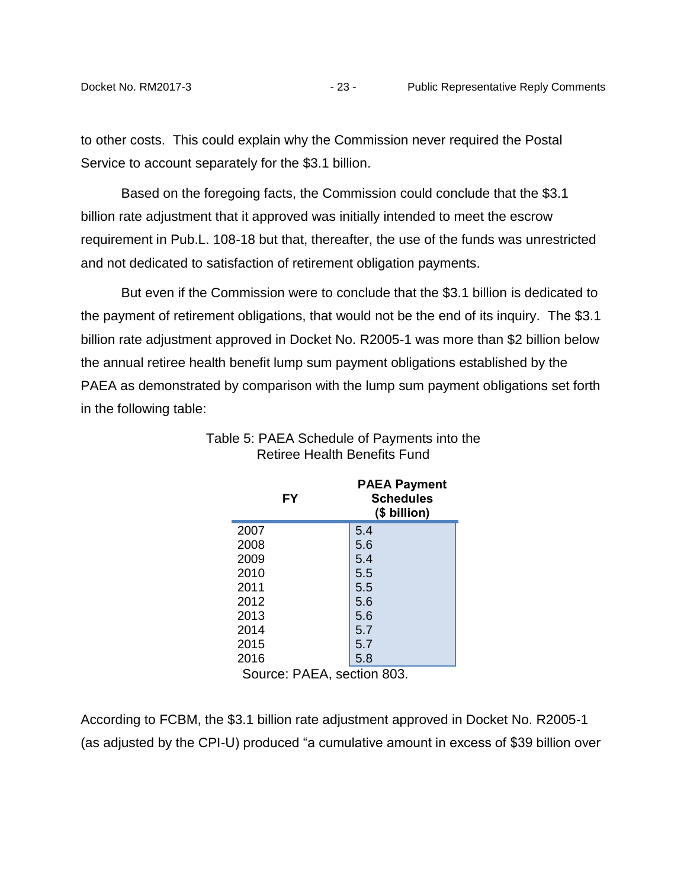to other costs. This could explain why the Commission never required the Postal Service to account separately for the $3.1 billion.

Based on the foregoing facts, the Commission could conclude that the $3.1 billion rate adjustment that it approved was initially intended to meet the escrow requirement in Pub.L. 108-18 but that, thereafter, the use of the funds was unrestricted and not dedicated to satisfaction of retirement obligation payments.

But even if the Commission were to conclude that the $3.1 billion is dedicated to the payment of retirement obligations, that would not be the end of its inquiry. The $3.1 billion rate adjustment approved in Docket No. R2005-1 was more than $2 billion below the annual retiree health benefit lump sum payment obligations established by the PAEA as demonstrated by comparison with the lump sum payment obligations set forth in the following table:

Table 5: PAEA Schedule of Payments into the Retiree Health Benefits Fund

| FY | PAEA Payment Schedules ($ billion) |
|---|---|
| 2007 | 5.4 |
| 2008 | 5.6 |
| 2009 | 5.4 |
| 2010 | 5.5 |
| 2011 | 5.5 |
| 2012 | 5.6 |
| 2013 | 5.6 |
| 2014 | 5.7 |
| 2015 | 5.7 |
| 2016 | 5.8 |

Source: PAEA, section 803.

According to FCBM, the $3.1 billion rate adjustment approved in Docket No. R2005-1 (as adjusted by the CPI-U) produced "a cumulative amount in excess of $39 billion over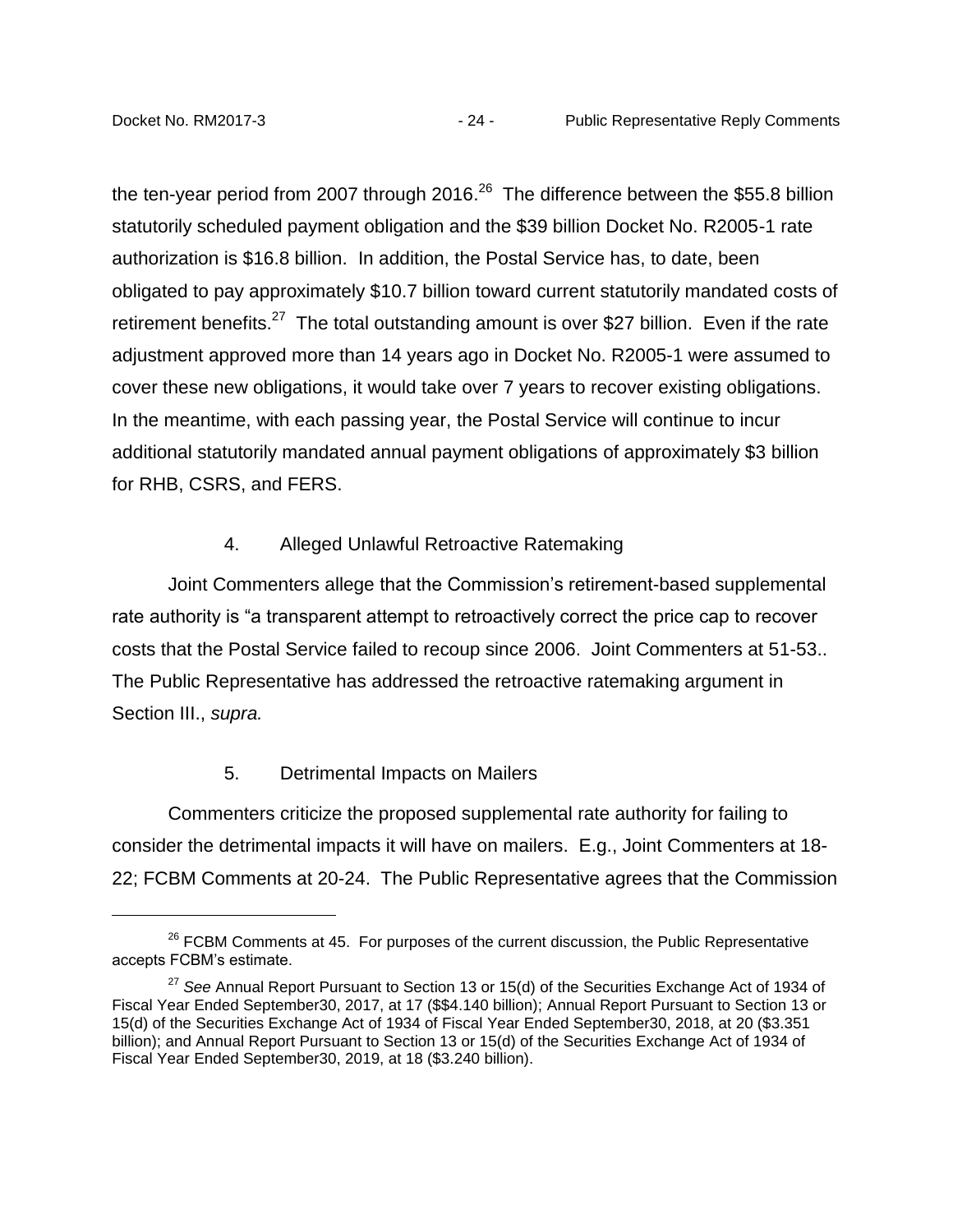the ten-year period from 2007 through 2016.[26] The difference between the $55.8 billion statutorily scheduled payment obligation and the $39 billion Docket No. R2005-1 rate authorization is $16.8 billion. In addition, the Postal Service has, to date, been obligated to pay approximately $10.7 billion toward current statutorily mandated costs of retirement benefits.[27] The total outstanding amount is over $27 billion. Even if the rate adjustment approved more than 14 years ago in Docket No. R2005-1 were assumed to cover these new obligations, it would take over 7 years to recover existing obligations. In the meantime, with each passing year, the Postal Service will continue to incur additional statutorily mandated annual payment obligations of approximately $3 billion for RHB, CSRS, and FERS.

### 4. Alleged Unlawful Retroactive Ratemaking

Joint Commenters allege that the Commission's retirement-based supplemental rate authority is "a transparent attempt to retroactively correct the price cap to recover costs that the Postal Service failed to recoup since 2006. Joint Commenters at 51-53.. The Public Representative has addressed the retroactive ratemaking argument in Section III., *supra.*

### 5. Detrimental Impacts on Mailers

Commenters criticize the proposed supplemental rate authority for failing to consider the detrimental impacts it will have on mailers. E.g., Joint Commenters at 18-22; FCBM Comments at 20-24. The Public Representative agrees that the Commission

---

[26] FCBM Comments at 45. For purposes of the current discussion, the Public Representative accepts FCBM's estimate.

[27] *See* Annual Report Pursuant to Section 13 or 15(d) of the Securities Exchange Act of 1934 of Fiscal Year Ended September30, 2017, at 17 ($$4.140 billion); Annual Report Pursuant to Section 13 or 15(d) of the Securities Exchange Act of 1934 of Fiscal Year Ended September30, 2018, at 20 ($3.351 billion); and Annual Report Pursuant to Section 13 or 15(d) of the Securities Exchange Act of 1934 of Fiscal Year Ended September30, 2019, at 18 ($3.240 billion).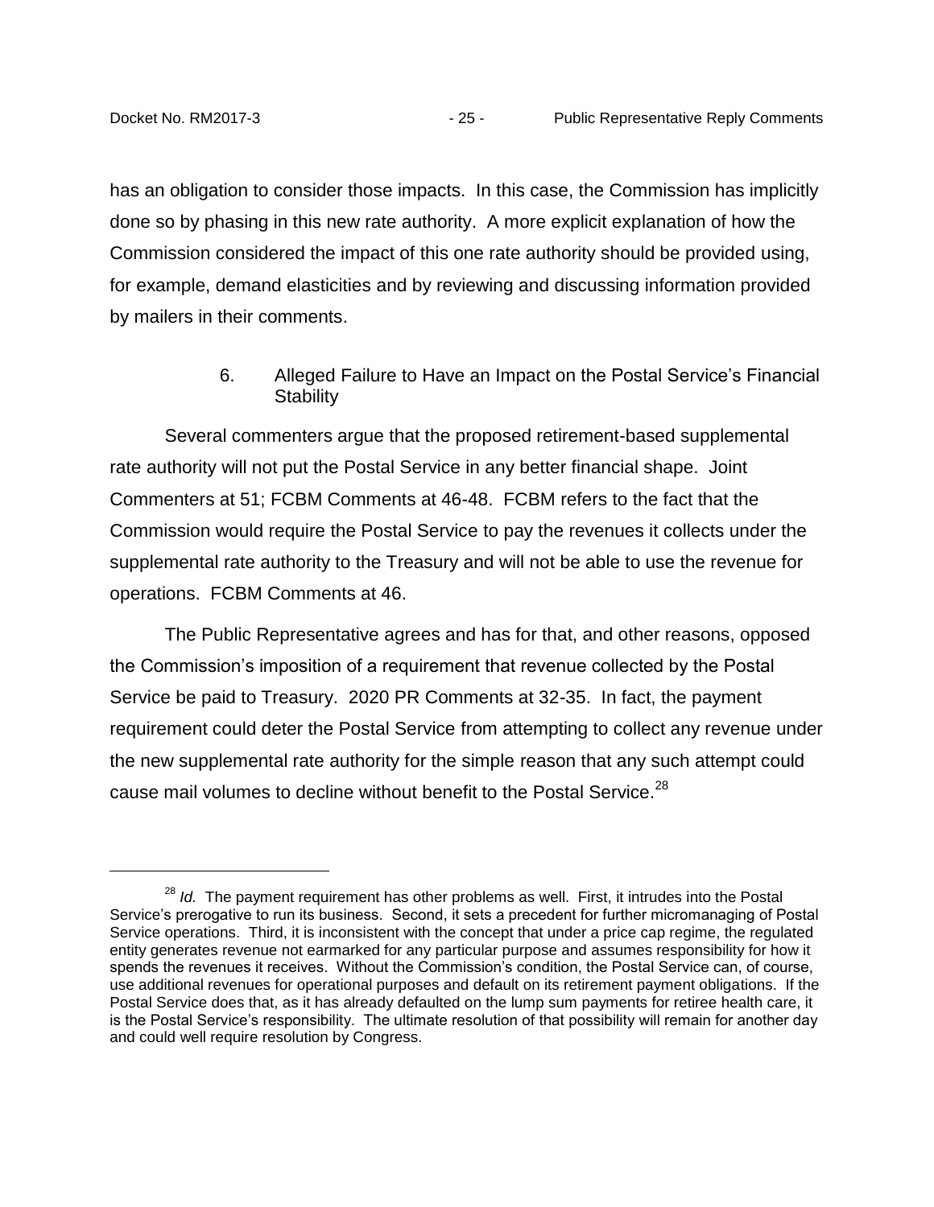has an obligation to consider those impacts. In this case, the Commission has implicitly done so by phasing in this new rate authority. A more explicit explanation of how the Commission considered the impact of this one rate authority should be provided using, for example, demand elasticities and by reviewing and discussing information provided by mailers in their comments.

#### 6. Alleged Failure to Have an Impact on the Postal Service's Financial Stability

Several commenters argue that the proposed retirement-based supplemental rate authority will not put the Postal Service in any better financial shape. Joint Commenters at 51; FCBM Comments at 46-48. FCBM refers to the fact that the Commission would require the Postal Service to pay the revenues it collects under the supplemental rate authority to the Treasury and will not be able to use the revenue for operations. FCBM Comments at 46.

The Public Representative agrees and has for that, and other reasons, opposed the Commission's imposition of a requirement that revenue collected by the Postal Service be paid to Treasury. 2020 PR Comments at 32-35. In fact, the payment requirement could deter the Postal Service from attempting to collect any revenue under the new supplemental rate authority for the simple reason that any such attempt could cause mail volumes to decline without benefit to the Postal Service.[28]

---

[28] *Id.* The payment requirement has other problems as well. First, it intrudes into the Postal Service's prerogative to run its business. Second, it sets a precedent for further micromanaging of Postal Service operations. Third, it is inconsistent with the concept that under a price cap regime, the regulated entity generates revenue not earmarked for any particular purpose and assumes responsibility for how it spends the revenues it receives. Without the Commission's condition, the Postal Service can, of course, use additional revenues for operational purposes and default on its retirement payment obligations. If the Postal Service does that, as it has already defaulted on the lump sum payments for retiree health care, it is the Postal Service's responsibility. The ultimate resolution of that possibility will remain for another day and could well require resolution by Congress.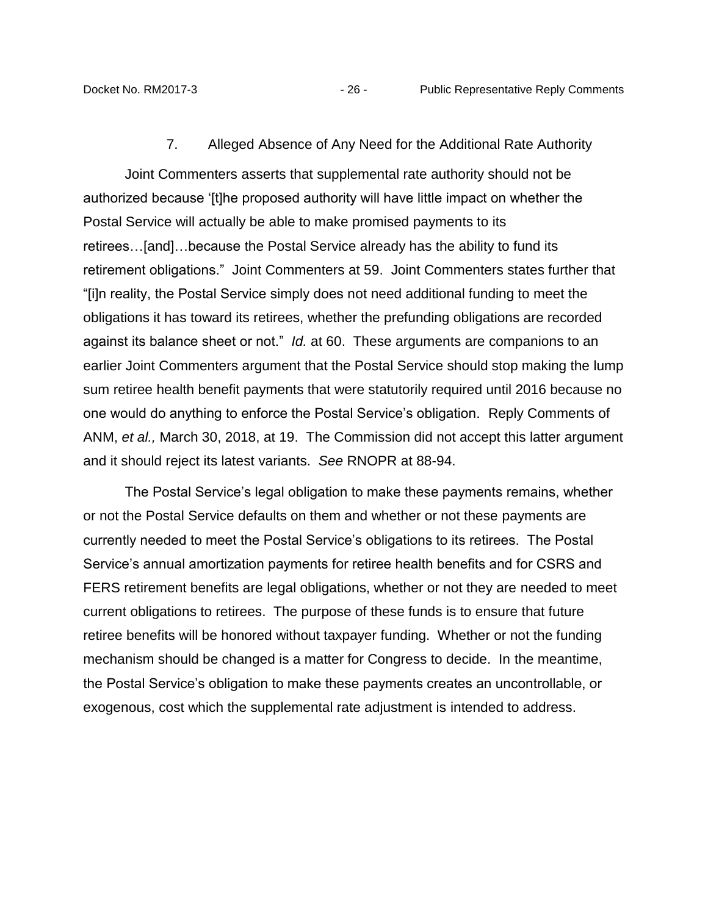### 7. Alleged Absence of Any Need for the Additional Rate Authority

Joint Commenters asserts that supplemental rate authority should not be authorized because '[t]he proposed authority will have little impact on whether the Postal Service will actually be able to make promised payments to its retirees…[and]…because the Postal Service already has the ability to fund its retirement obligations." Joint Commenters at 59. Joint Commenters states further that "[i]n reality, the Postal Service simply does not need additional funding to meet the obligations it has toward its retirees, whether the prefunding obligations are recorded against its balance sheet or not." *Id.* at 60. These arguments are companions to an earlier Joint Commenters argument that the Postal Service should stop making the lump sum retiree health benefit payments that were statutorily required until 2016 because no one would do anything to enforce the Postal Service's obligation. Reply Comments of ANM, *et al.,* March 30, 2018, at 19. The Commission did not accept this latter argument and it should reject its latest variants. *See* RNOPR at 88-94.

The Postal Service's legal obligation to make these payments remains, whether or not the Postal Service defaults on them and whether or not these payments are currently needed to meet the Postal Service's obligations to its retirees. The Postal Service's annual amortization payments for retiree health benefits and for CSRS and FERS retirement benefits are legal obligations, whether or not they are needed to meet current obligations to retirees. The purpose of these funds is to ensure that future retiree benefits will be honored without taxpayer funding. Whether or not the funding mechanism should be changed is a matter for Congress to decide. In the meantime, the Postal Service's obligation to make these payments creates an uncontrollable, or exogenous, cost which the supplemental rate adjustment is intended to address.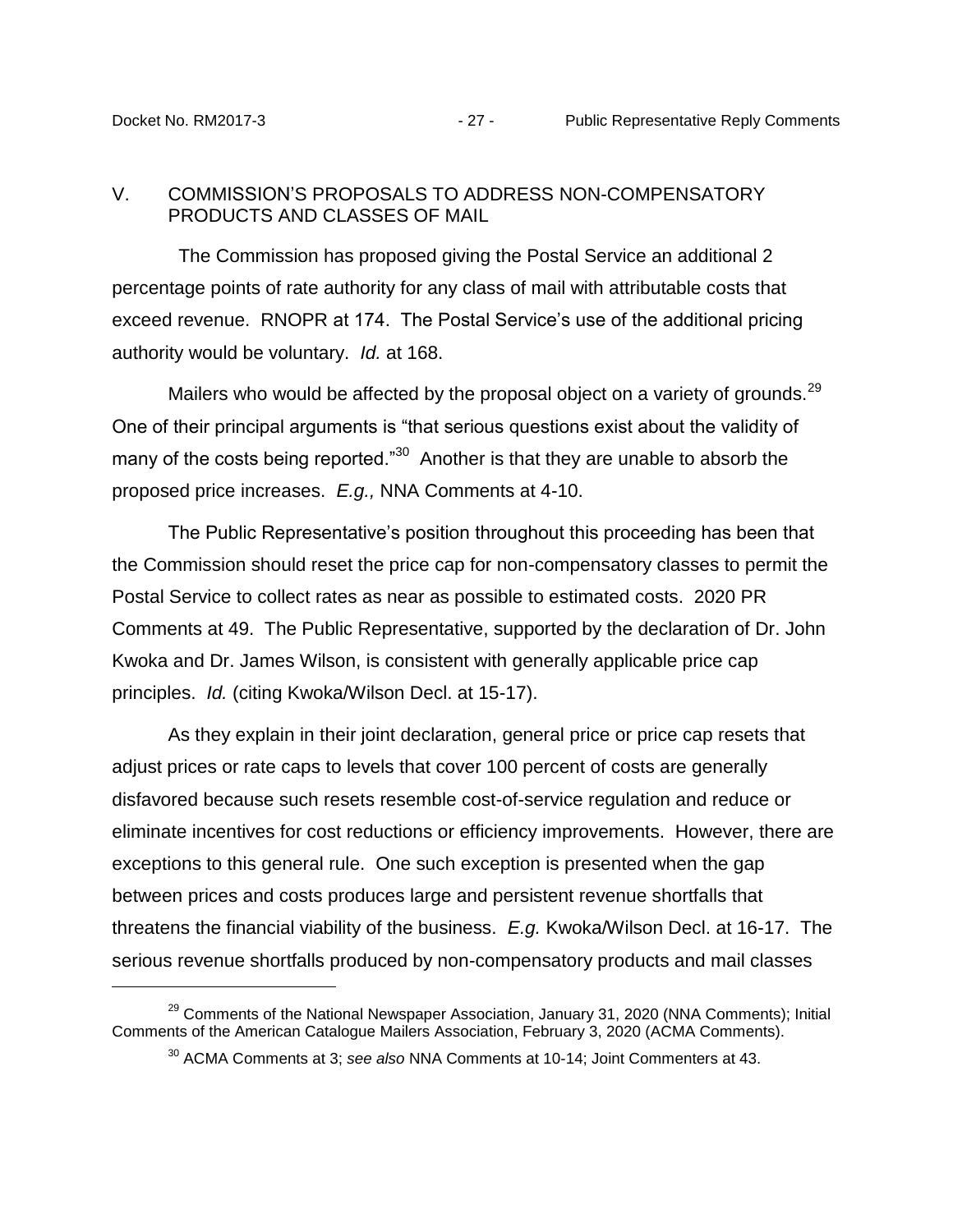## V. COMMISSION'S PROPOSALS TO ADDRESS NON-COMPENSATORY PRODUCTS AND CLASSES OF MAIL

The Commission has proposed giving the Postal Service an additional 2 percentage points of rate authority for any class of mail with attributable costs that exceed revenue. RNOPR at 174. The Postal Service's use of the additional pricing authority would be voluntary. *Id.* at 168.

Mailers who would be affected by the proposal object on a variety of grounds.[29] One of their principal arguments is "that serious questions exist about the validity of many of the costs being reported."[30] Another is that they are unable to absorb the proposed price increases. *E.g.,* NNA Comments at 4-10.

The Public Representative's position throughout this proceeding has been that the Commission should reset the price cap for non-compensatory classes to permit the Postal Service to collect rates as near as possible to estimated costs. 2020 PR Comments at 49. The Public Representative, supported by the declaration of Dr. John Kwoka and Dr. James Wilson, is consistent with generally applicable price cap principles. *Id.* (citing Kwoka/Wilson Decl. at 15-17).

As they explain in their joint declaration, general price or price cap resets that adjust prices or rate caps to levels that cover 100 percent of costs are generally disfavored because such resets resemble cost-of-service regulation and reduce or eliminate incentives for cost reductions or efficiency improvements. However, there are exceptions to this general rule. One such exception is presented when the gap between prices and costs produces large and persistent revenue shortfalls that threatens the financial viability of the business. *E.g.* Kwoka/Wilson Decl. at 16-17. The serious revenue shortfalls produced by non-compensatory products and mail classes

[29] Comments of the National Newspaper Association, January 31, 2020 (NNA Comments); Initial Comments of the American Catalogue Mailers Association, February 3, 2020 (ACMA Comments).

[30] ACMA Comments at 3; *see also* NNA Comments at 10-14; Joint Commenters at 43.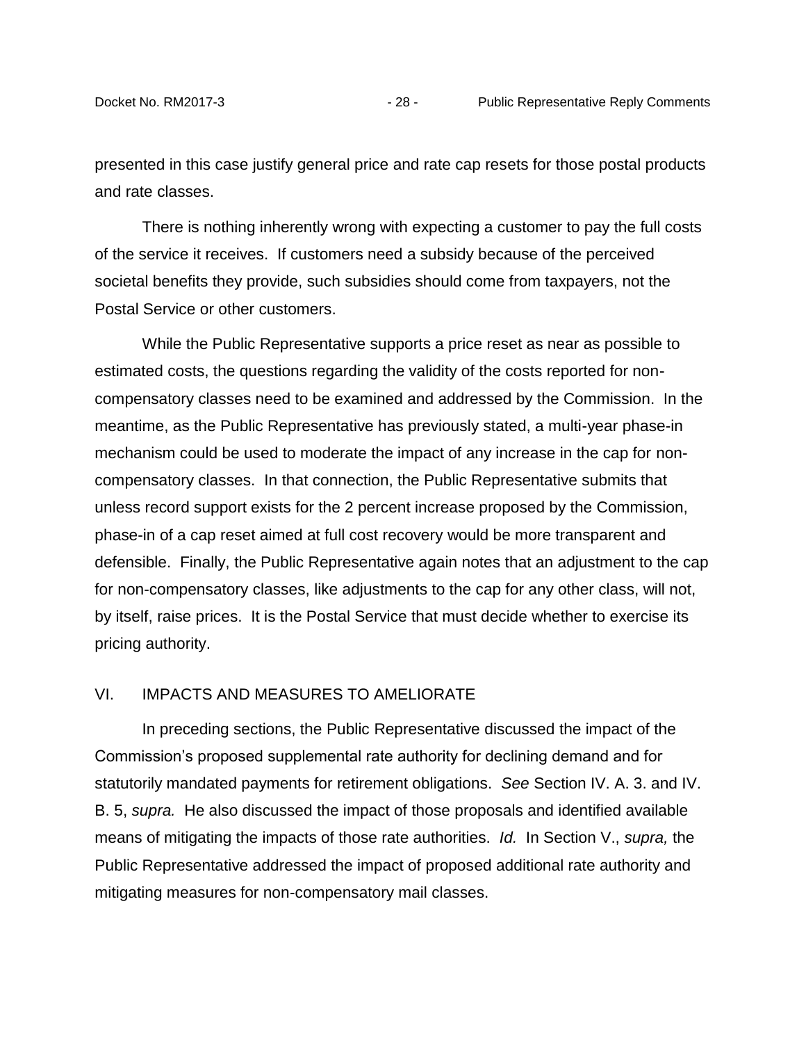presented in this case justify general price and rate cap resets for those postal products and rate classes.

There is nothing inherently wrong with expecting a customer to pay the full costs of the service it receives. If customers need a subsidy because of the perceived societal benefits they provide, such subsidies should come from taxpayers, not the Postal Service or other customers.

While the Public Representative supports a price reset as near as possible to estimated costs, the questions regarding the validity of the costs reported for non-compensatory classes need to be examined and addressed by the Commission. In the meantime, as the Public Representative has previously stated, a multi-year phase-in mechanism could be used to moderate the impact of any increase in the cap for non-compensatory classes. In that connection, the Public Representative submits that unless record support exists for the 2 percent increase proposed by the Commission, phase-in of a cap reset aimed at full cost recovery would be more transparent and defensible. Finally, the Public Representative again notes that an adjustment to the cap for non-compensatory classes, like adjustments to the cap for any other class, will not, by itself, raise prices. It is the Postal Service that must decide whether to exercise its pricing authority.

## VI. IMPACTS AND MEASURES TO AMELIORATE

In preceding sections, the Public Representative discussed the impact of the Commission's proposed supplemental rate authority for declining demand and for statutorily mandated payments for retirement obligations. *See* Section IV. A. 3. and IV. B. 5, *supra.* He also discussed the impact of those proposals and identified available means of mitigating the impacts of those rate authorities. *Id.* In Section V., *supra,* the Public Representative addressed the impact of proposed additional rate authority and mitigating measures for non-compensatory mail classes.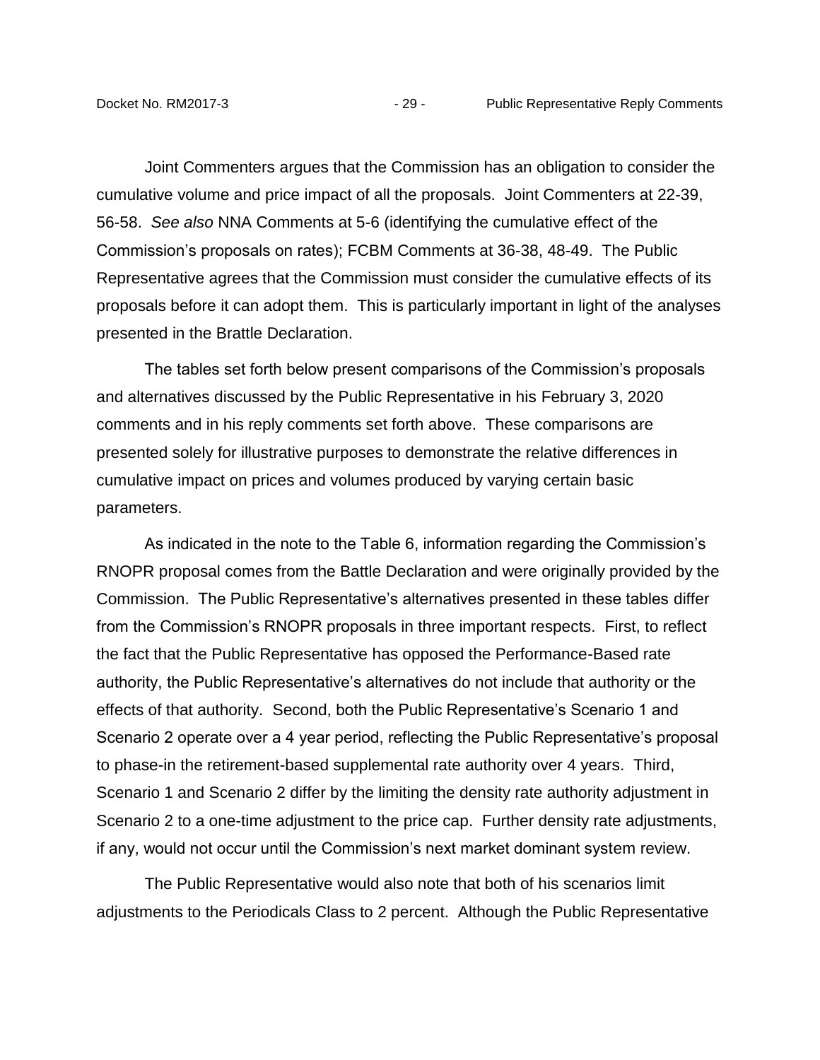Joint Commenters argues that the Commission has an obligation to consider the cumulative volume and price impact of all the proposals. Joint Commenters at 22-39, 56-58. *See also* NNA Comments at 5-6 (identifying the cumulative effect of the Commission's proposals on rates); FCBM Comments at 36-38, 48-49. The Public Representative agrees that the Commission must consider the cumulative effects of its proposals before it can adopt them. This is particularly important in light of the analyses presented in the Brattle Declaration.

The tables set forth below present comparisons of the Commission's proposals and alternatives discussed by the Public Representative in his February 3, 2020 comments and in his reply comments set forth above. These comparisons are presented solely for illustrative purposes to demonstrate the relative differences in cumulative impact on prices and volumes produced by varying certain basic parameters.

As indicated in the note to the Table 6, information regarding the Commission's RNOPR proposal comes from the Battle Declaration and were originally provided by the Commission. The Public Representative's alternatives presented in these tables differ from the Commission's RNOPR proposals in three important respects. First, to reflect the fact that the Public Representative has opposed the Performance-Based rate authority, the Public Representative's alternatives do not include that authority or the effects of that authority. Second, both the Public Representative's Scenario 1 and Scenario 2 operate over a 4 year period, reflecting the Public Representative's proposal to phase-in the retirement-based supplemental rate authority over 4 years. Third, Scenario 1 and Scenario 2 differ by the limiting the density rate authority adjustment in Scenario 2 to a one-time adjustment to the price cap. Further density rate adjustments, if any, would not occur until the Commission's next market dominant system review.

The Public Representative would also note that both of his scenarios limit adjustments to the Periodicals Class to 2 percent. Although the Public Representative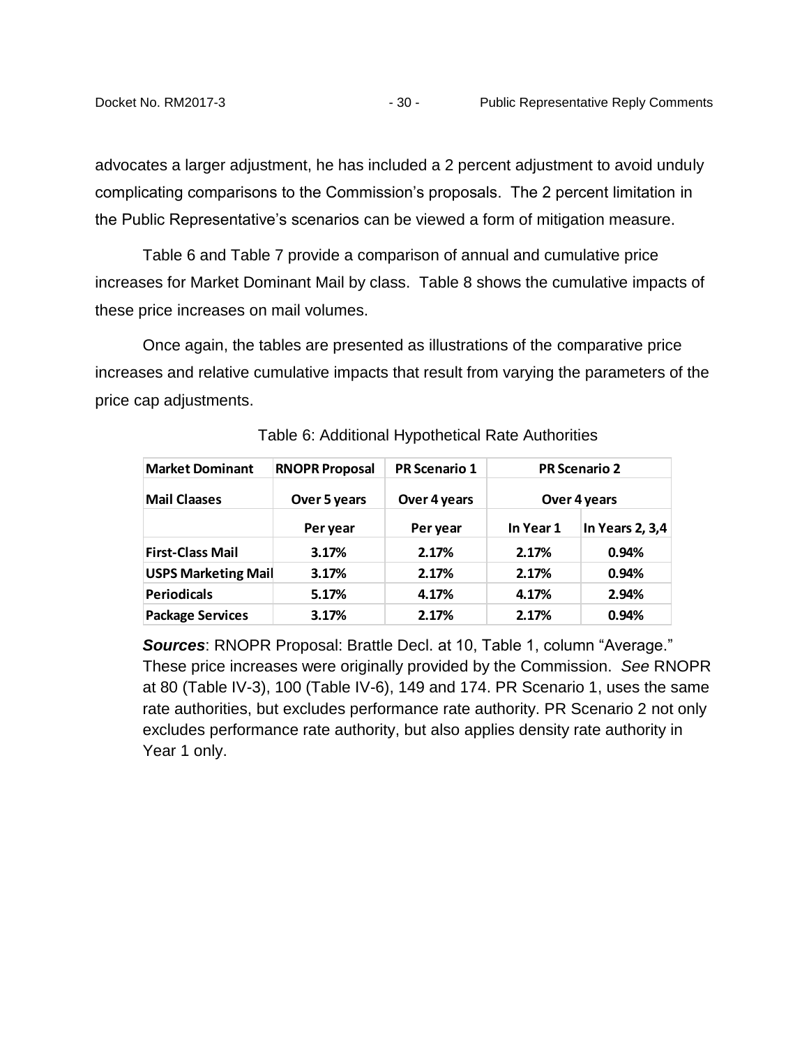advocates a larger adjustment, he has included a 2 percent adjustment to avoid unduly complicating comparisons to the Commission's proposals. The 2 percent limitation in the Public Representative's scenarios can be viewed a form of mitigation measure.

Table 6 and Table 7 provide a comparison of annual and cumulative price increases for Market Dominant Mail by class. Table 8 shows the cumulative impacts of these price increases on mail volumes.

Once again, the tables are presented as illustrations of the comparative price increases and relative cumulative impacts that result from varying the parameters of the price cap adjustments.

Table 6: Additional Hypothetical Rate Authorities

| **Market Dominant** | **RNOPR Proposal** | **PR Scenario 1** | **PR Scenario 2** | |
|---|---|---|---|---|
| **Mail Claases** | **Over 5 years** | **Over 4 years** | **Over 4 years** | |
| | **Per year** | **Per year** | **In Year 1** | **In Years 2, 3,4** |
| **First-Class Mail** | **3.17%** | **2.17%** | **2.17%** | **0.94%** |
| **USPS Marketing Mail** | **3.17%** | **2.17%** | **2.17%** | **0.94%** |
| **Periodicals** | **5.17%** | **4.17%** | **4.17%** | **2.94%** |
| **Package Services** | **3.17%** | **2.17%** | **2.17%** | **0.94%** |

***Sources***: RNOPR Proposal: Brattle Decl. at 10, Table 1, column "Average." These price increases were originally provided by the Commission. *See* RNOPR at 80 (Table IV-3), 100 (Table IV-6), 149 and 174. PR Scenario 1, uses the same rate authorities, but excludes performance rate authority. PR Scenario 2 not only excludes performance rate authority, but also applies density rate authority in Year 1 only.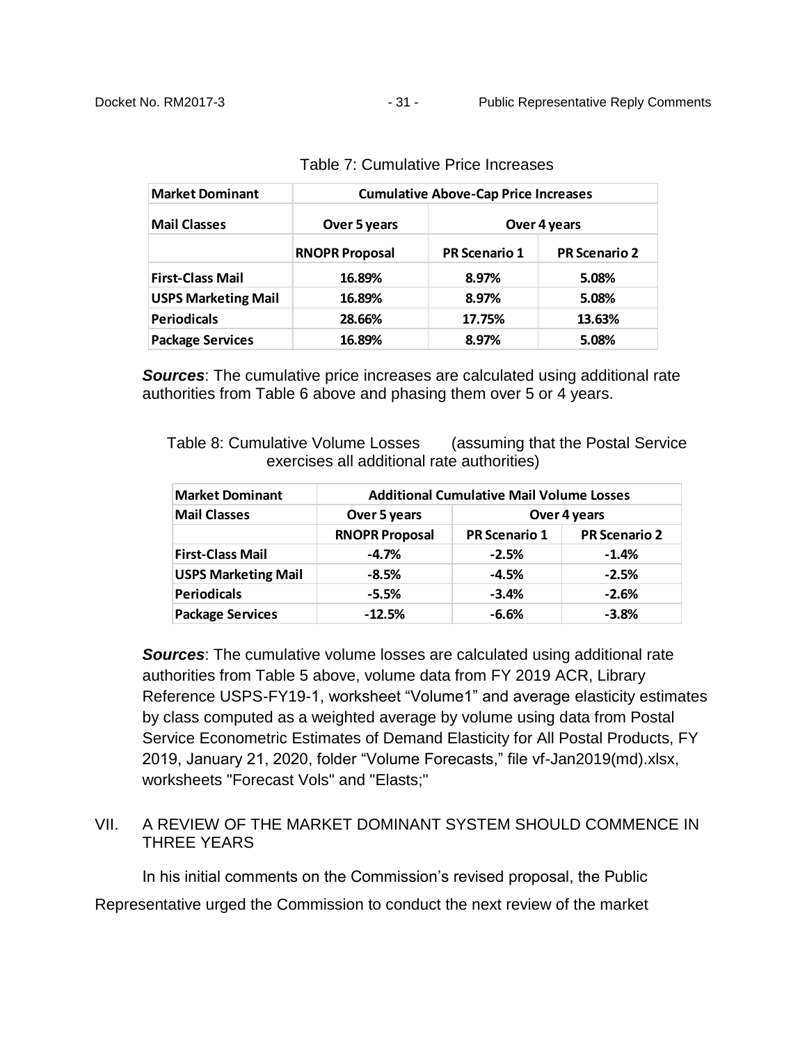Table 7: Cumulative Price Increases

| Market Dominant | Cumulative Above-Cap Price Increases | | |
|---|---|---|---|
| Mail Classes | Over 5 years | Over 4 years | |
| | RNOPR Proposal | PR Scenario 1 | PR Scenario 2 |
| First-Class Mail | 16.89% | 8.97% | 5.08% |
| USPS Marketing Mail | 16.89% | 8.97% | 5.08% |
| Periodicals | 28.66% | 17.75% | 13.63% |
| Package Services | 16.89% | 8.97% | 5.08% |

***Sources***: The cumulative price increases are calculated using additional rate authorities from Table 6 above and phasing them over 5 or 4 years.

Table 8: Cumulative Volume Losses (assuming that the Postal Service exercises all additional rate authorities)

| Market Dominant | Additional Cumulative Mail Volume Losses | | |
|---|---|---|---|
| Mail Classes | Over 5 years | Over 4 years | |
| | RNOPR Proposal | PR Scenario 1 | PR Scenario 2 |
| First-Class Mail | -4.7% | -2.5% | -1.4% |
| USPS Marketing Mail | -8.5% | -4.5% | -2.5% |
| Periodicals | -5.5% | -3.4% | -2.6% |
| Package Services | -12.5% | -6.6% | -3.8% |

***Sources***: The cumulative volume losses are calculated using additional rate authorities from Table 5 above, volume data from FY 2019 ACR, Library Reference USPS-FY19-1, worksheet "Volume1" and average elasticity estimates by class computed as a weighted average by volume using data from Postal Service Econometric Estimates of Demand Elasticity for All Postal Products, FY 2019, January 21, 2020, folder "Volume Forecasts," file vf-Jan2019(md).xlsx, worksheets "Forecast Vols" and "Elasts;"

## VII. A REVIEW OF THE MARKET DOMINANT SYSTEM SHOULD COMMENCE IN THREE YEARS

In his initial comments on the Commission's revised proposal, the Public Representative urged the Commission to conduct the next review of the market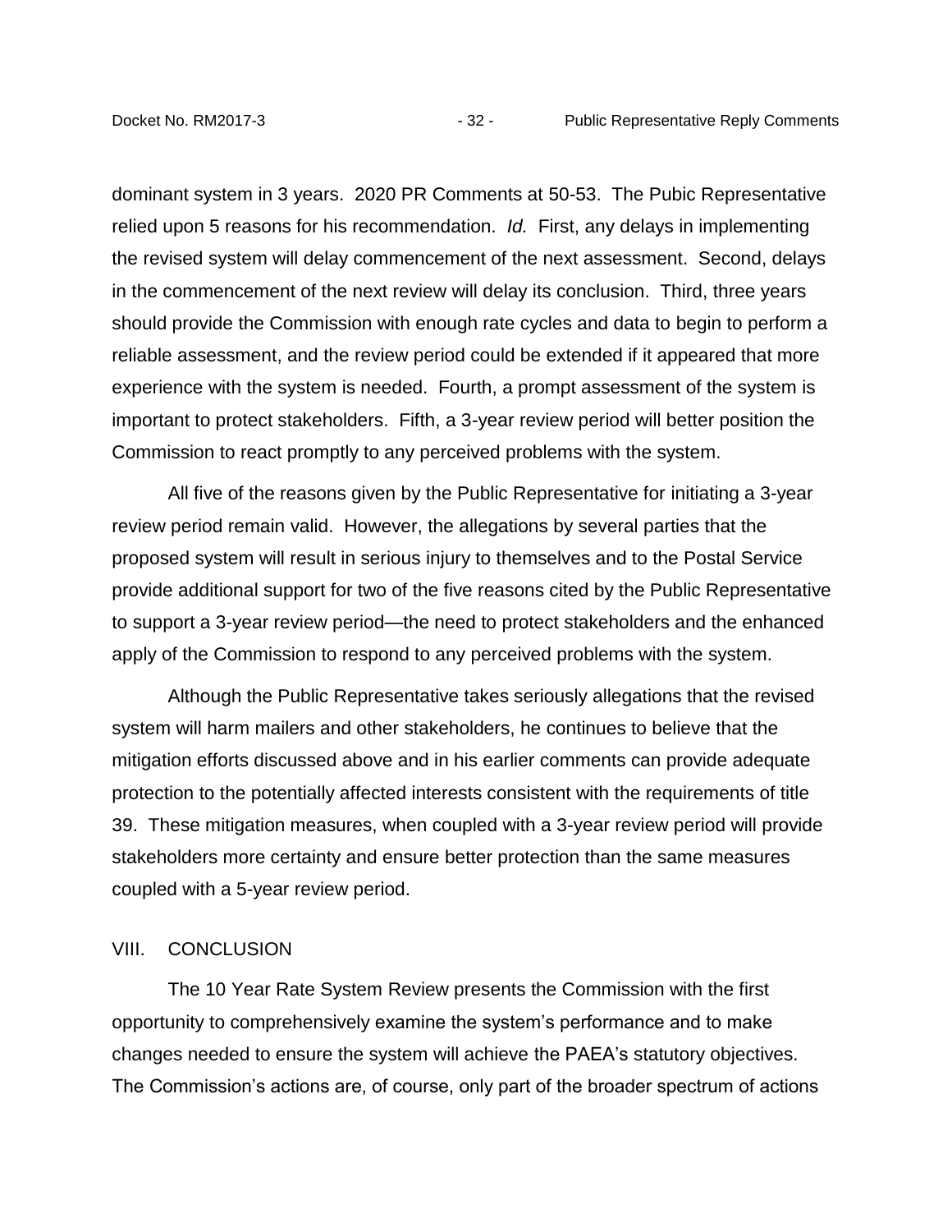dominant system in 3 years. 2020 PR Comments at 50-53. The Pubic Representative relied upon 5 reasons for his recommendation. *Id.* First, any delays in implementing the revised system will delay commencement of the next assessment. Second, delays in the commencement of the next review will delay its conclusion. Third, three years should provide the Commission with enough rate cycles and data to begin to perform a reliable assessment, and the review period could be extended if it appeared that more experience with the system is needed. Fourth, a prompt assessment of the system is important to protect stakeholders. Fifth, a 3-year review period will better position the Commission to react promptly to any perceived problems with the system.

All five of the reasons given by the Public Representative for initiating a 3-year review period remain valid. However, the allegations by several parties that the proposed system will result in serious injury to themselves and to the Postal Service provide additional support for two of the five reasons cited by the Public Representative to support a 3-year review period—the need to protect stakeholders and the enhanced apply of the Commission to respond to any perceived problems with the system.

Although the Public Representative takes seriously allegations that the revised system will harm mailers and other stakeholders, he continues to believe that the mitigation efforts discussed above and in his earlier comments can provide adequate protection to the potentially affected interests consistent with the requirements of title 39. These mitigation measures, when coupled with a 3-year review period will provide stakeholders more certainty and ensure better protection than the same measures coupled with a 5-year review period.

## VIII. CONCLUSION

The 10 Year Rate System Review presents the Commission with the first opportunity to comprehensively examine the system's performance and to make changes needed to ensure the system will achieve the PAEA's statutory objectives. The Commission's actions are, of course, only part of the broader spectrum of actions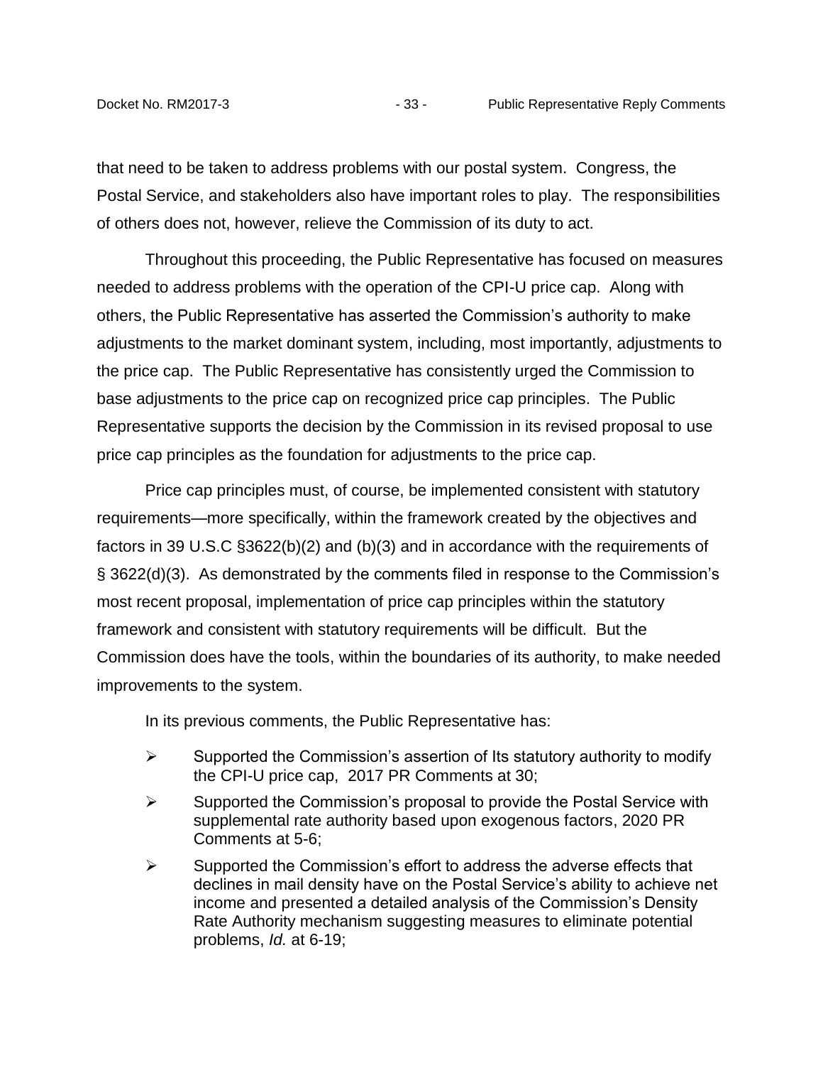that need to be taken to address problems with our postal system. Congress, the Postal Service, and stakeholders also have important roles to play. The responsibilities of others does not, however, relieve the Commission of its duty to act.

Throughout this proceeding, the Public Representative has focused on measures needed to address problems with the operation of the CPI-U price cap. Along with others, the Public Representative has asserted the Commission's authority to make adjustments to the market dominant system, including, most importantly, adjustments to the price cap. The Public Representative has consistently urged the Commission to base adjustments to the price cap on recognized price cap principles. The Public Representative supports the decision by the Commission in its revised proposal to use price cap principles as the foundation for adjustments to the price cap.

Price cap principles must, of course, be implemented consistent with statutory requirements—more specifically, within the framework created by the objectives and factors in 39 U.S.C §3622(b)(2) and (b)(3) and in accordance with the requirements of § 3622(d)(3). As demonstrated by the comments filed in response to the Commission's most recent proposal, implementation of price cap principles within the statutory framework and consistent with statutory requirements will be difficult. But the Commission does have the tools, within the boundaries of its authority, to make needed improvements to the system.

In its previous comments, the Public Representative has:

- Supported the Commission's assertion of Its statutory authority to modify the CPI-U price cap, 2017 PR Comments at 30;
- Supported the Commission's proposal to provide the Postal Service with supplemental rate authority based upon exogenous factors, 2020 PR Comments at 5-6;
- Supported the Commission's effort to address the adverse effects that declines in mail density have on the Postal Service's ability to achieve net income and presented a detailed analysis of the Commission's Density Rate Authority mechanism suggesting measures to eliminate potential problems, *Id.* at 6-19;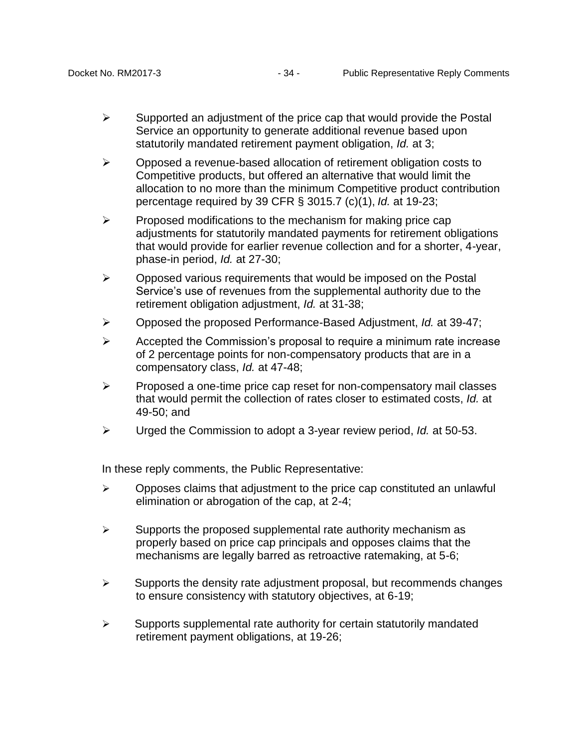- Supported an adjustment of the price cap that would provide the Postal Service an opportunity to generate additional revenue based upon statutorily mandated retirement payment obligation, *Id.* at 3;
- Opposed a revenue-based allocation of retirement obligation costs to Competitive products, but offered an alternative that would limit the allocation to no more than the minimum Competitive product contribution percentage required by 39 CFR § 3015.7 (c)(1), *Id.* at 19-23;
- Proposed modifications to the mechanism for making price cap adjustments for statutorily mandated payments for retirement obligations that would provide for earlier revenue collection and for a shorter, 4-year, phase-in period, *Id.* at 27-30;
- Opposed various requirements that would be imposed on the Postal Service's use of revenues from the supplemental authority due to the retirement obligation adjustment, *Id.* at 31-38;
- Opposed the proposed Performance-Based Adjustment, *Id.* at 39-47;
- Accepted the Commission's proposal to require a minimum rate increase of 2 percentage points for non-compensatory products that are in a compensatory class, *Id.* at 47-48;
- Proposed a one-time price cap reset for non-compensatory mail classes that would permit the collection of rates closer to estimated costs, *Id.* at 49-50; and
- Urged the Commission to adopt a 3-year review period, *Id.* at 50-53.

In these reply comments, the Public Representative:

- Opposes claims that adjustment to the price cap constituted an unlawful elimination or abrogation of the cap, at 2-4;
- Supports the proposed supplemental rate authority mechanism as properly based on price cap principals and opposes claims that the mechanisms are legally barred as retroactive ratemaking, at 5-6;
- Supports the density rate adjustment proposal, but recommends changes to ensure consistency with statutory objectives, at 6-19;
- Supports supplemental rate authority for certain statutorily mandated retirement payment obligations, at 19-26;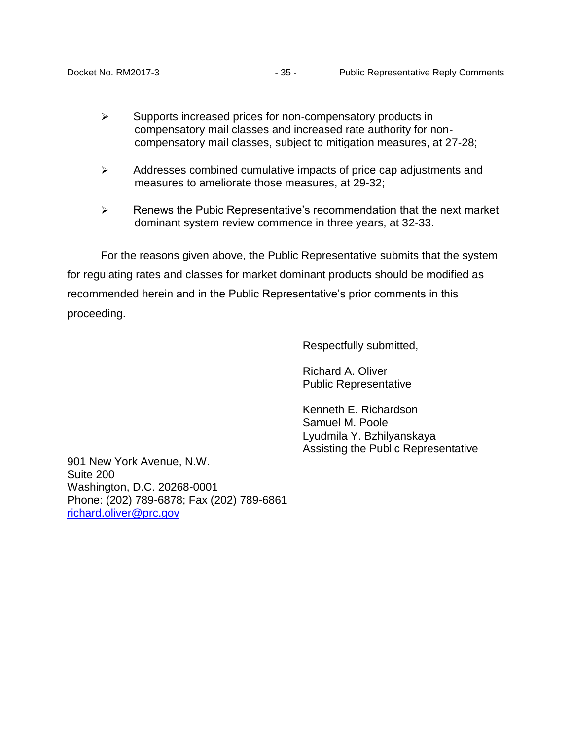- Supports increased prices for non-compensatory products in compensatory mail classes and increased rate authority for non-compensatory mail classes, subject to mitigation measures, at 27-28;

- Addresses combined cumulative impacts of price cap adjustments and measures to ameliorate those measures, at 29-32;

- Renews the Pubic Representative's recommendation that the next market dominant system review commence in three years, at 32-33.

For the reasons given above, the Public Representative submits that the system for regulating rates and classes for market dominant products should be modified as recommended herein and in the Public Representative's prior comments in this proceeding.

Respectfully submitted,

Richard A. Oliver  
Public Representative

Kenneth E. Richardson  
Samuel M. Poole  
Lyudmila Y. Bzhilyanskaya  
Assisting the Public Representative

901 New York Avenue, N.W.  
Suite 200  
Washington, D.C. 20268-0001  
Phone: (202) 789-6878; Fax (202) 789-6861  
richard.oliver@prc.gov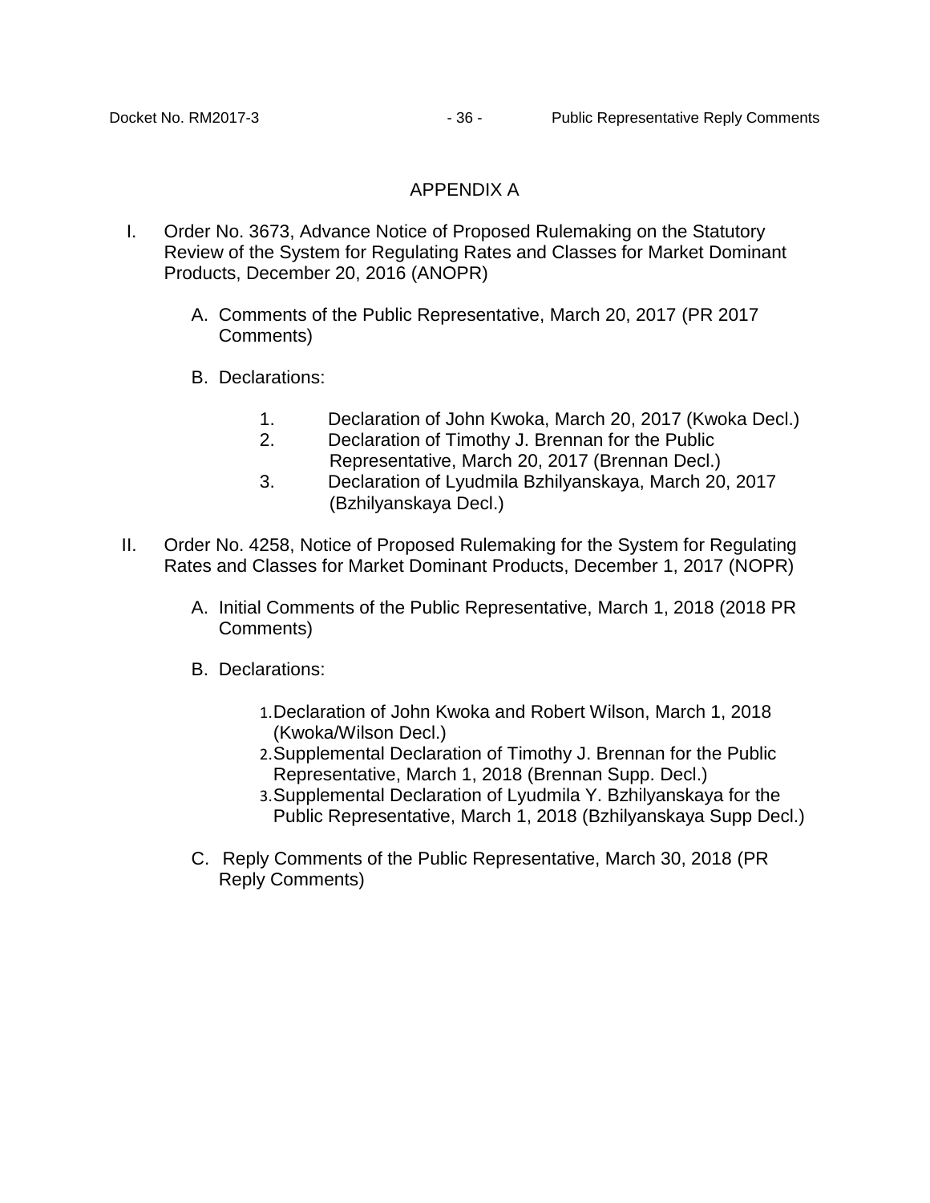## APPENDIX A

I. Order No. 3673, Advance Notice of Proposed Rulemaking on the Statutory Review of the System for Regulating Rates and Classes for Market Dominant Products, December 20, 2016 (ANOPR)

   A. Comments of the Public Representative, March 20, 2017 (PR 2017 Comments)

   B. Declarations:

      1. Declaration of John Kwoka, March 20, 2017 (Kwoka Decl.)
      2. Declaration of Timothy J. Brennan for the Public Representative, March 20, 2017 (Brennan Decl.)
      3. Declaration of Lyudmila Bzhilyanskaya, March 20, 2017 (Bzhilyanskaya Decl.)

II. Order No. 4258, Notice of Proposed Rulemaking for the System for Regulating Rates and Classes for Market Dominant Products, December 1, 2017 (NOPR)

   A. Initial Comments of the Public Representative, March 1, 2018 (2018 PR Comments)

   B. Declarations:

      1. Declaration of John Kwoka and Robert Wilson, March 1, 2018 (Kwoka/Wilson Decl.)
      2. Supplemental Declaration of Timothy J. Brennan for the Public Representative, March 1, 2018 (Brennan Supp. Decl.)
      3. Supplemental Declaration of Lyudmila Y. Bzhilyanskaya for the Public Representative, March 1, 2018 (Bzhilyanskaya Supp Decl.)

   C. Reply Comments of the Public Representative, March 30, 2018 (PR Reply Comments)